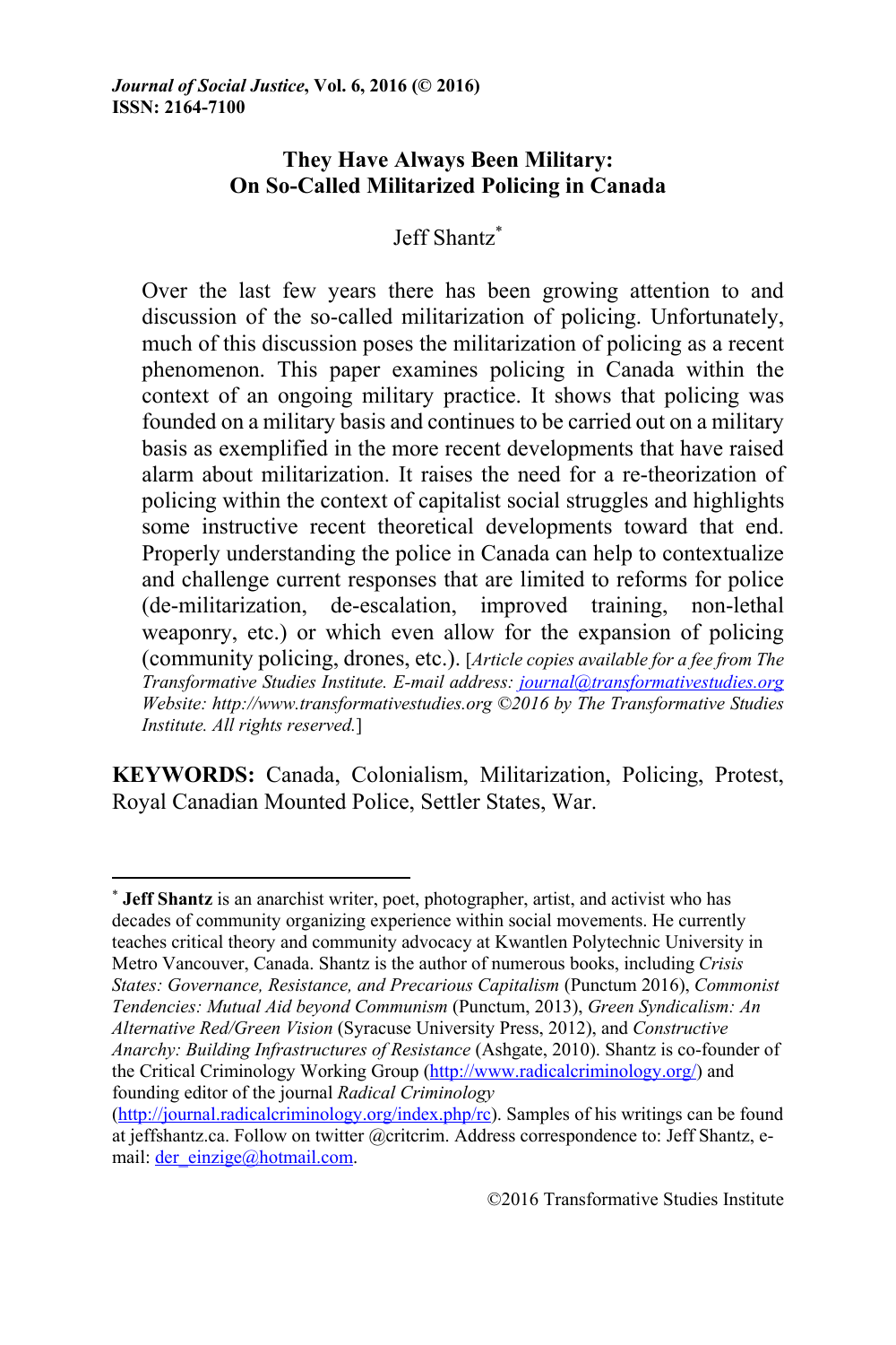*Journal of Social Justice*, **Vol. 6, 2016 (© 2016)**
**ISSN: 2164-7100**

# They Have Always Been Military: On So-Called Militarized Policing in Canada

Jeff Shantz*

Over the last few years there has been growing attention to and discussion of the so-called militarization of policing. Unfortunately, much of this discussion poses the militarization of policing as a recent phenomenon. This paper examines policing in Canada within the context of an ongoing military practice. It shows that policing was founded on a military basis and continues to be carried out on a military basis as exemplified in the more recent developments that have raised alarm about militarization. It raises the need for a re-theorization of policing within the context of capitalist social struggles and highlights some instructive recent theoretical developments toward that end. Properly understanding the police in Canada can help to contextualize and challenge current responses that are limited to reforms for police (de-militarization, de-escalation, improved training, non-lethal weaponry, etc.) or which even allow for the expansion of policing (community policing, drones, etc.). [*Article copies available for a fee from The Transformative Studies Institute. E-mail address: journal@transformativestudies.org Website: http://www.transformativestudies.org ©2016 by The Transformative Studies Institute. All rights reserved.*]

**KEYWORDS:** Canada, Colonialism, Militarization, Policing, Protest, Royal Canadian Mounted Police, Settler States, War.

---

* **Jeff Shantz** is an anarchist writer, poet, photographer, artist, and activist who has decades of community organizing experience within social movements. He currently teaches critical theory and community advocacy at Kwantlen Polytechnic University in Metro Vancouver, Canada. Shantz is the author of numerous books, including *Crisis States: Governance, Resistance, and Precarious Capitalism* (Punctum 2016), *Commonist Tendencies: Mutual Aid beyond Communism* (Punctum, 2013), *Green Syndicalism: An Alternative Red/Green Vision* (Syracuse University Press, 2012), and *Constructive Anarchy: Building Infrastructures of Resistance* (Ashgate, 2010). Shantz is co-founder of the Critical Criminology Working Group (http://www.radicalcriminology.org/) and founding editor of the journal *Radical Criminology* (http://journal.radicalcriminology.org/index.php/rc). Samples of his writings can be found at jeffshantz.ca. Follow on twitter @critcrim. Address correspondence to: Jeff Shantz, e-mail: der_einzige@hotmail.com.

©2016 Transformative Studies Institute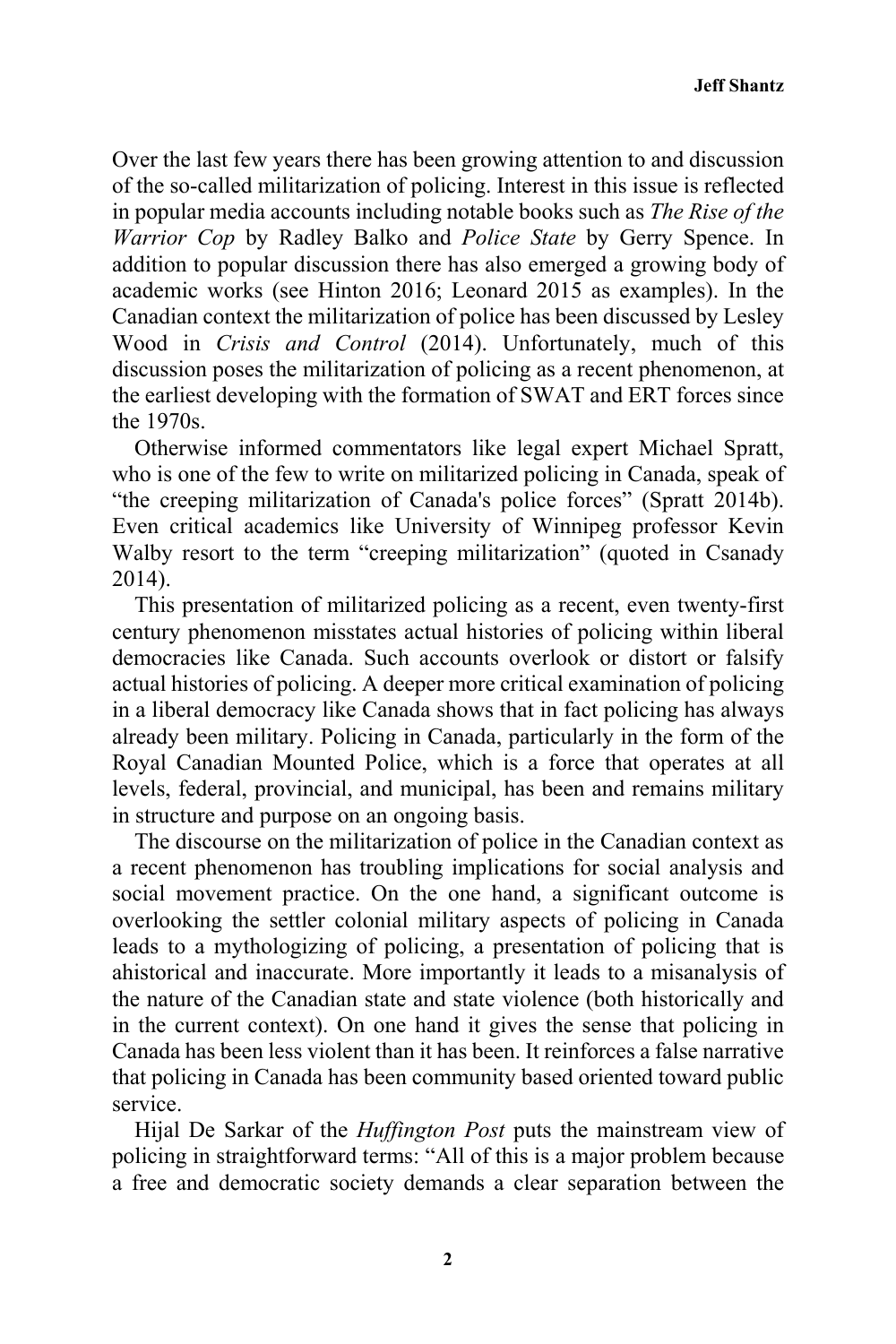Over the last few years there has been growing attention to and discussion of the so-called militarization of policing. Interest in this issue is reflected in popular media accounts including notable books such as *The Rise of the Warrior Cop* by Radley Balko and *Police State* by Gerry Spence. In addition to popular discussion there has also emerged a growing body of academic works (see Hinton 2016; Leonard 2015 as examples). In the Canadian context the militarization of police has been discussed by Lesley Wood in *Crisis and Control* (2014). Unfortunately, much of this discussion poses the militarization of policing as a recent phenomenon, at the earliest developing with the formation of SWAT and ERT forces since the 1970s.

Otherwise informed commentators like legal expert Michael Spratt, who is one of the few to write on militarized policing in Canada, speak of "the creeping militarization of Canada's police forces" (Spratt 2014b). Even critical academics like University of Winnipeg professor Kevin Walby resort to the term "creeping militarization" (quoted in Csanady 2014).

This presentation of militarized policing as a recent, even twenty-first century phenomenon misstates actual histories of policing within liberal democracies like Canada. Such accounts overlook or distort or falsify actual histories of policing. A deeper more critical examination of policing in a liberal democracy like Canada shows that in fact policing has always already been military. Policing in Canada, particularly in the form of the Royal Canadian Mounted Police, which is a force that operates at all levels, federal, provincial, and municipal, has been and remains military in structure and purpose on an ongoing basis.

The discourse on the militarization of police in the Canadian context as a recent phenomenon has troubling implications for social analysis and social movement practice. On the one hand, a significant outcome is overlooking the settler colonial military aspects of policing in Canada leads to a mythologizing of policing, a presentation of policing that is ahistorical and inaccurate. More importantly it leads to a misanalysis of the nature of the Canadian state and state violence (both historically and in the current context). On one hand it gives the sense that policing in Canada has been less violent than it has been. It reinforces a false narrative that policing in Canada has been community based oriented toward public service.

Hijal De Sarkar of the *Huffington Post* puts the mainstream view of policing in straightforward terms: "All of this is a major problem because a free and democratic society demands a clear separation between the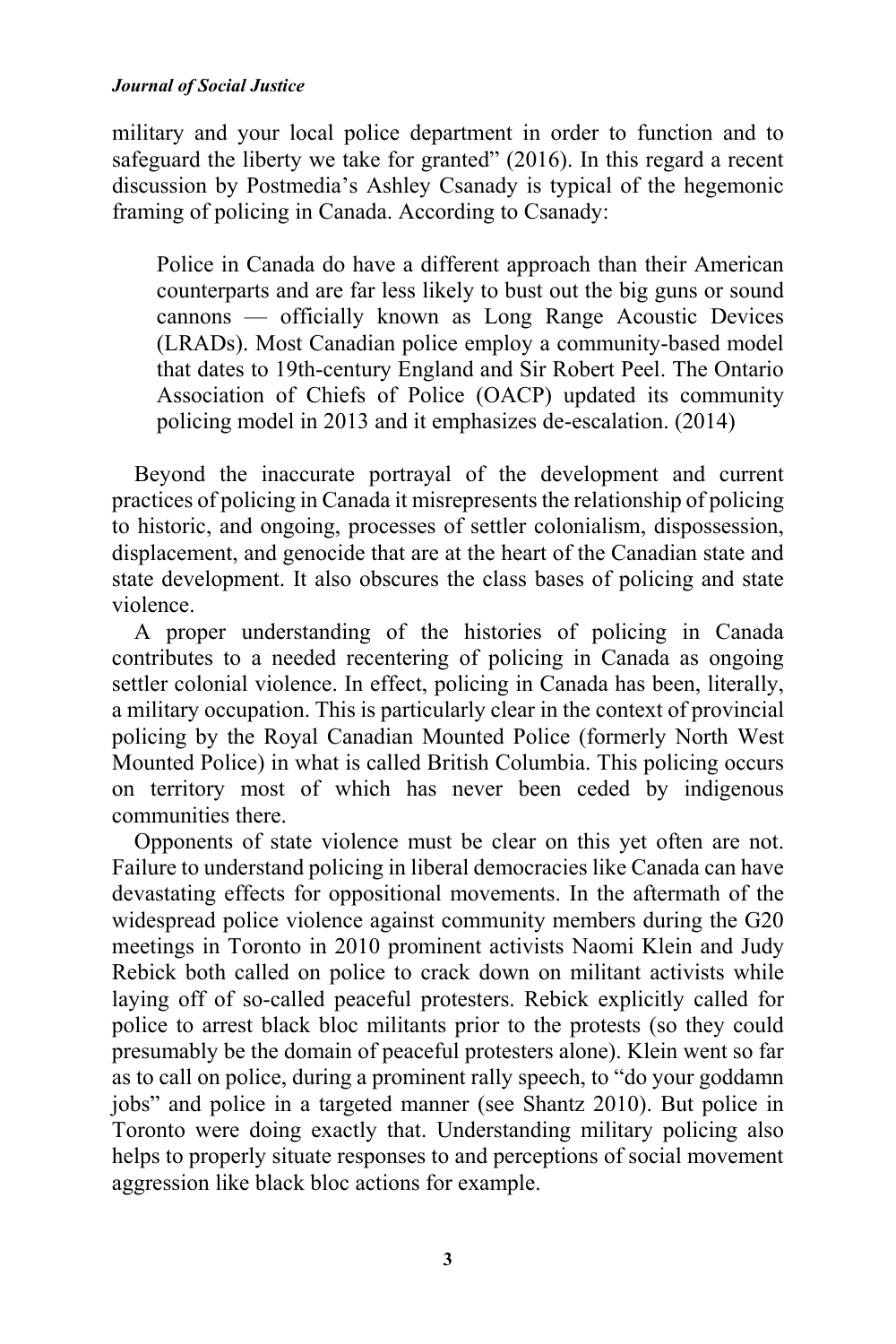military and your local police department in order to function and to safeguard the liberty we take for granted" (2016). In this regard a recent discussion by Postmedia's Ashley Csanady is typical of the hegemonic framing of policing in Canada. According to Csanady:

> Police in Canada do have a different approach than their American counterparts and are far less likely to bust out the big guns or sound cannons — officially known as Long Range Acoustic Devices (LRADs). Most Canadian police employ a community-based model that dates to 19th-century England and Sir Robert Peel. The Ontario Association of Chiefs of Police (OACP) updated its community policing model in 2013 and it emphasizes de-escalation. (2014)

Beyond the inaccurate portrayal of the development and current practices of policing in Canada it misrepresents the relationship of policing to historic, and ongoing, processes of settler colonialism, dispossession, displacement, and genocide that are at the heart of the Canadian state and state development. It also obscures the class bases of policing and state violence.

A proper understanding of the histories of policing in Canada contributes to a needed recentering of policing in Canada as ongoing settler colonial violence. In effect, policing in Canada has been, literally, a military occupation. This is particularly clear in the context of provincial policing by the Royal Canadian Mounted Police (formerly North West Mounted Police) in what is called British Columbia. This policing occurs on territory most of which has never been ceded by indigenous communities there.

Opponents of state violence must be clear on this yet often are not. Failure to understand policing in liberal democracies like Canada can have devastating effects for oppositional movements. In the aftermath of the widespread police violence against community members during the G20 meetings in Toronto in 2010 prominent activists Naomi Klein and Judy Rebick both called on police to crack down on militant activists while laying off of so-called peaceful protesters. Rebick explicitly called for police to arrest black bloc militants prior to the protests (so they could presumably be the domain of peaceful protesters alone). Klein went so far as to call on police, during a prominent rally speech, to "do your goddamn jobs" and police in a targeted manner (see Shantz 2010). But police in Toronto were doing exactly that. Understanding military policing also helps to properly situate responses to and perceptions of social movement aggression like black bloc actions for example.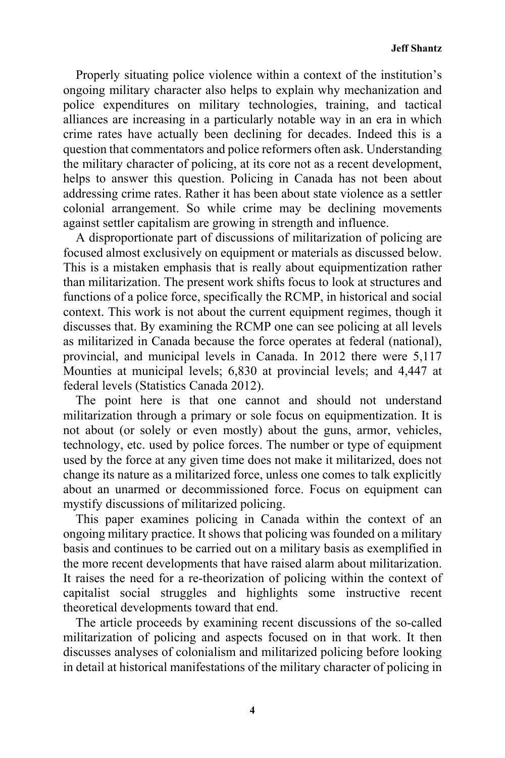Properly situating police violence within a context of the institution's ongoing military character also helps to explain why mechanization and police expenditures on military technologies, training, and tactical alliances are increasing in a particularly notable way in an era in which crime rates have actually been declining for decades. Indeed this is a question that commentators and police reformers often ask. Understanding the military character of policing, at its core not as a recent development, helps to answer this question. Policing in Canada has not been about addressing crime rates. Rather it has been about state violence as a settler colonial arrangement. So while crime may be declining movements against settler capitalism are growing in strength and influence.

A disproportionate part of discussions of militarization of policing are focused almost exclusively on equipment or materials as discussed below. This is a mistaken emphasis that is really about equipmentization rather than militarization. The present work shifts focus to look at structures and functions of a police force, specifically the RCMP, in historical and social context. This work is not about the current equipment regimes, though it discusses that. By examining the RCMP one can see policing at all levels as militarized in Canada because the force operates at federal (national), provincial, and municipal levels in Canada. In 2012 there were 5,117 Mounties at municipal levels; 6,830 at provincial levels; and 4,447 at federal levels (Statistics Canada 2012).

The point here is that one cannot and should not understand militarization through a primary or sole focus on equipmentization. It is not about (or solely or even mostly) about the guns, armor, vehicles, technology, etc. used by police forces. The number or type of equipment used by the force at any given time does not make it militarized, does not change its nature as a militarized force, unless one comes to talk explicitly about an unarmed or decommissioned force. Focus on equipment can mystify discussions of militarized policing.

This paper examines policing in Canada within the context of an ongoing military practice. It shows that policing was founded on a military basis and continues to be carried out on a military basis as exemplified in the more recent developments that have raised alarm about militarization. It raises the need for a re-theorization of policing within the context of capitalist social struggles and highlights some instructive recent theoretical developments toward that end.

The article proceeds by examining recent discussions of the so-called militarization of policing and aspects focused on in that work. It then discusses analyses of colonialism and militarized policing before looking in detail at historical manifestations of the military character of policing in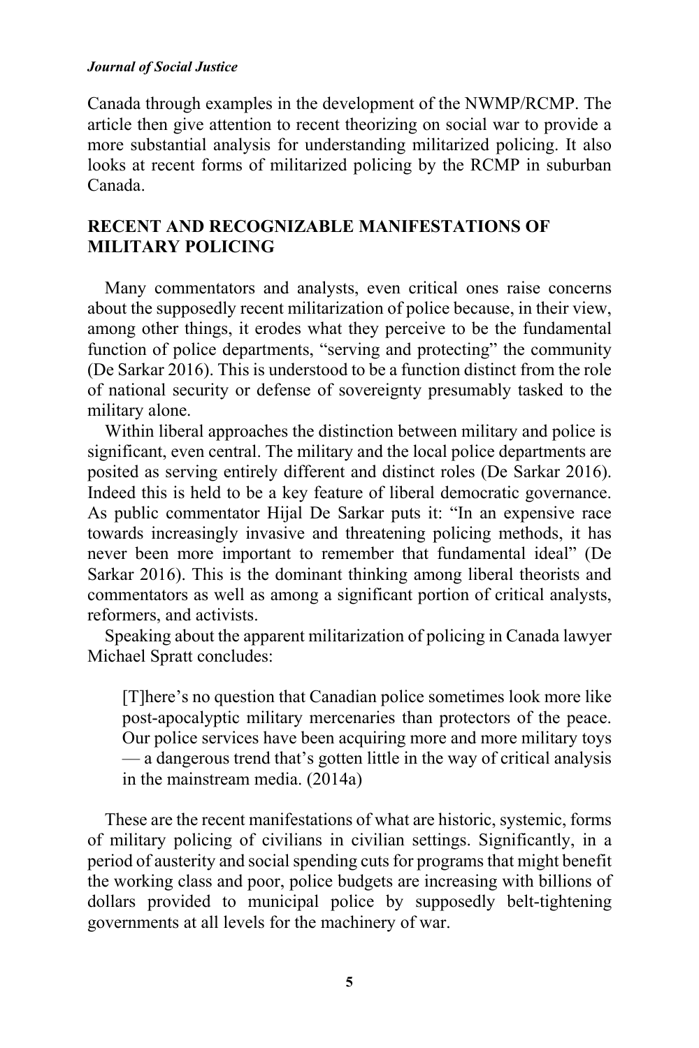Canada through examples in the development of the NWMP/RCMP. The article then give attention to recent theorizing on social war to provide a more substantial analysis for understanding militarized policing. It also looks at recent forms of militarized policing by the RCMP in suburban Canada.

## RECENT AND RECOGNIZABLE MANIFESTATIONS OF MILITARY POLICING

Many commentators and analysts, even critical ones raise concerns about the supposedly recent militarization of police because, in their view, among other things, it erodes what they perceive to be the fundamental function of police departments, "serving and protecting" the community (De Sarkar 2016). This is understood to be a function distinct from the role of national security or defense of sovereignty presumably tasked to the military alone.

Within liberal approaches the distinction between military and police is significant, even central. The military and the local police departments are posited as serving entirely different and distinct roles (De Sarkar 2016). Indeed this is held to be a key feature of liberal democratic governance. As public commentator Hijal De Sarkar puts it: "In an expensive race towards increasingly invasive and threatening policing methods, it has never been more important to remember that fundamental ideal" (De Sarkar 2016). This is the dominant thinking among liberal theorists and commentators as well as among a significant portion of critical analysts, reformers, and activists.

Speaking about the apparent militarization of policing in Canada lawyer Michael Spratt concludes:

> [T]here's no question that Canadian police sometimes look more like post-apocalyptic military mercenaries than protectors of the peace. Our police services have been acquiring more and more military toys — a dangerous trend that's gotten little in the way of critical analysis in the mainstream media. (2014a)

These are the recent manifestations of what are historic, systemic, forms of military policing of civilians in civilian settings. Significantly, in a period of austerity and social spending cuts for programs that might benefit the working class and poor, police budgets are increasing with billions of dollars provided to municipal police by supposedly belt-tightening governments at all levels for the machinery of war.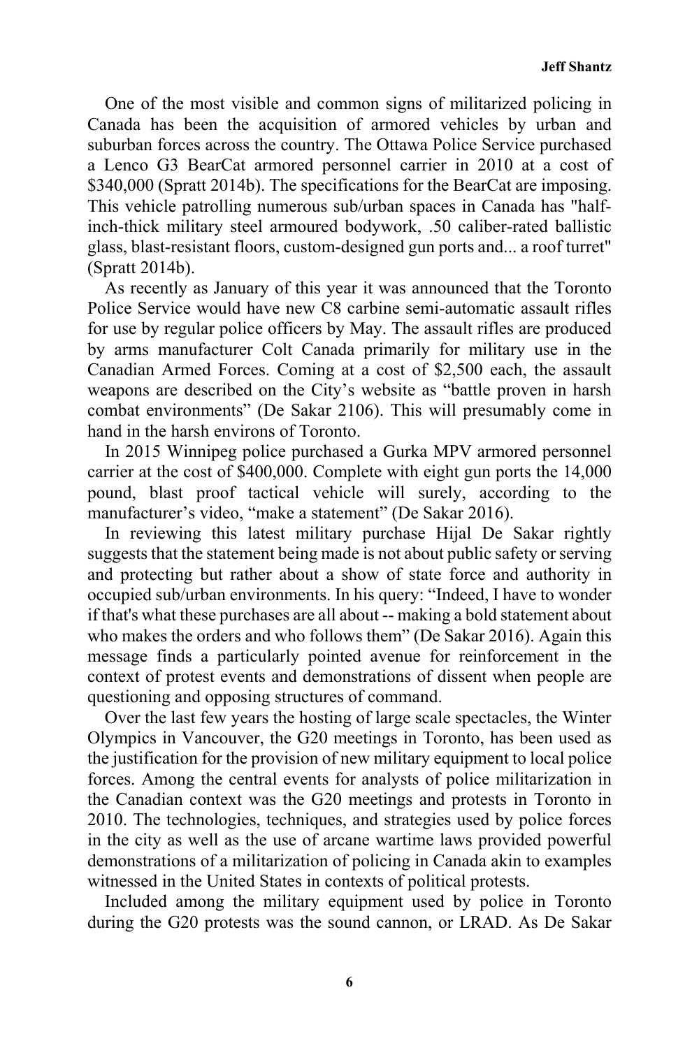One of the most visible and common signs of militarized policing in Canada has been the acquisition of armored vehicles by urban and suburban forces across the country. The Ottawa Police Service purchased a Lenco G3 BearCat armored personnel carrier in 2010 at a cost of $340,000 (Spratt 2014b). The specifications for the BearCat are imposing. This vehicle patrolling numerous sub/urban spaces in Canada has "half-inch-thick military steel armoured bodywork, .50 caliber-rated ballistic glass, blast-resistant floors, custom-designed gun ports and... a roof turret" (Spratt 2014b).

As recently as January of this year it was announced that the Toronto Police Service would have new C8 carbine semi-automatic assault rifles for use by regular police officers by May. The assault rifles are produced by arms manufacturer Colt Canada primarily for military use in the Canadian Armed Forces. Coming at a cost of $2,500 each, the assault weapons are described on the City's website as "battle proven in harsh combat environments" (De Sakar 2106). This will presumably come in hand in the harsh environs of Toronto.

In 2015 Winnipeg police purchased a Gurka MPV armored personnel carrier at the cost of $400,000. Complete with eight gun ports the 14,000 pound, blast proof tactical vehicle will surely, according to the manufacturer's video, "make a statement" (De Sakar 2016).

In reviewing this latest military purchase Hijal De Sakar rightly suggests that the statement being made is not about public safety or serving and protecting but rather about a show of state force and authority in occupied sub/urban environments. In his query: "Indeed, I have to wonder if that's what these purchases are all about -- making a bold statement about who makes the orders and who follows them" (De Sakar 2016). Again this message finds a particularly pointed avenue for reinforcement in the context of protest events and demonstrations of dissent when people are questioning and opposing structures of command.

Over the last few years the hosting of large scale spectacles, the Winter Olympics in Vancouver, the G20 meetings in Toronto, has been used as the justification for the provision of new military equipment to local police forces. Among the central events for analysts of police militarization in the Canadian context was the G20 meetings and protests in Toronto in 2010. The technologies, techniques, and strategies used by police forces in the city as well as the use of arcane wartime laws provided powerful demonstrations of a militarization of policing in Canada akin to examples witnessed in the United States in contexts of political protests.

Included among the military equipment used by police in Toronto during the G20 protests was the sound cannon, or LRAD. As De Sakar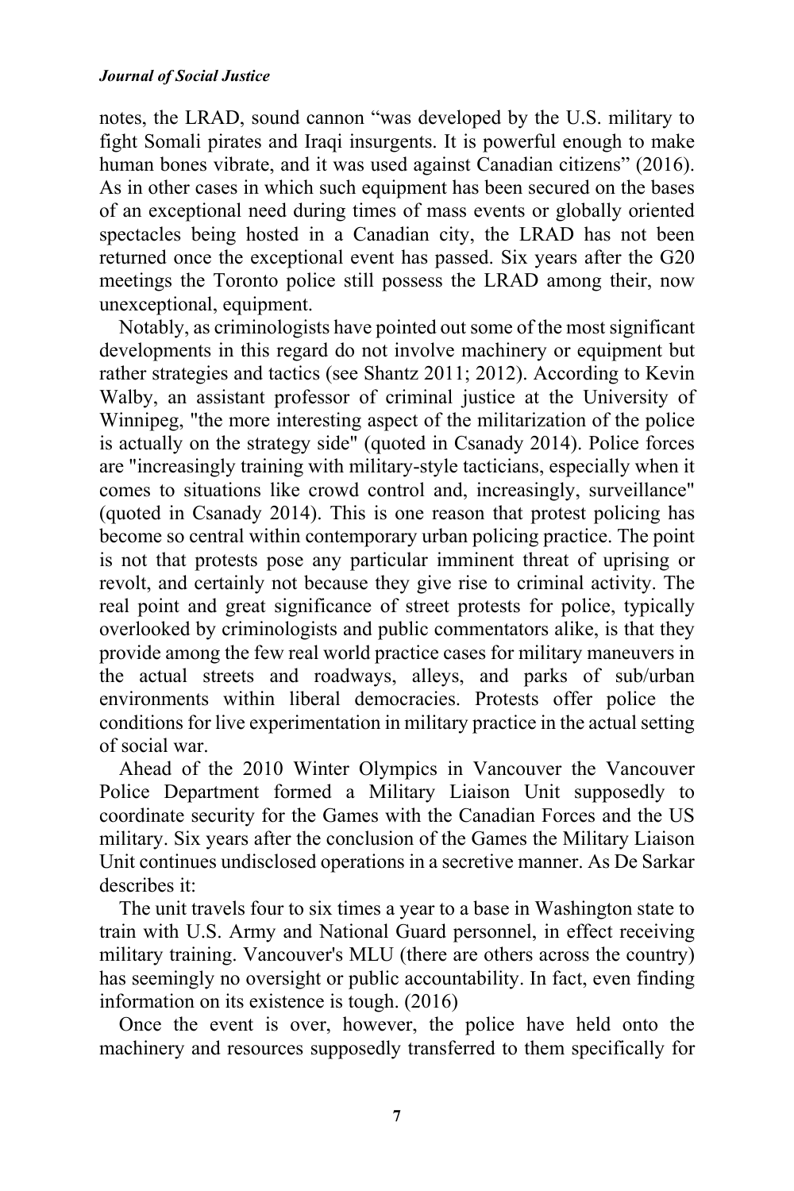notes, the LRAD, sound cannon "was developed by the U.S. military to fight Somali pirates and Iraqi insurgents. It is powerful enough to make human bones vibrate, and it was used against Canadian citizens" (2016). As in other cases in which such equipment has been secured on the bases of an exceptional need during times of mass events or globally oriented spectacles being hosted in a Canadian city, the LRAD has not been returned once the exceptional event has passed. Six years after the G20 meetings the Toronto police still possess the LRAD among their, now unexceptional, equipment.

Notably, as criminologists have pointed out some of the most significant developments in this regard do not involve machinery or equipment but rather strategies and tactics (see Shantz 2011; 2012). According to Kevin Walby, an assistant professor of criminal justice at the University of Winnipeg, "the more interesting aspect of the militarization of the police is actually on the strategy side" (quoted in Csanady 2014). Police forces are "increasingly training with military-style tacticians, especially when it comes to situations like crowd control and, increasingly, surveillance" (quoted in Csanady 2014). This is one reason that protest policing has become so central within contemporary urban policing practice. The point is not that protests pose any particular imminent threat of uprising or revolt, and certainly not because they give rise to criminal activity. The real point and great significance of street protests for police, typically overlooked by criminologists and public commentators alike, is that they provide among the few real world practice cases for military maneuvers in the actual streets and roadways, alleys, and parks of sub/urban environments within liberal democracies. Protests offer police the conditions for live experimentation in military practice in the actual setting of social war.

Ahead of the 2010 Winter Olympics in Vancouver the Vancouver Police Department formed a Military Liaison Unit supposedly to coordinate security for the Games with the Canadian Forces and the US military. Six years after the conclusion of the Games the Military Liaison Unit continues undisclosed operations in a secretive manner. As De Sarkar describes it:

The unit travels four to six times a year to a base in Washington state to train with U.S. Army and National Guard personnel, in effect receiving military training. Vancouver's MLU (there are others across the country) has seemingly no oversight or public accountability. In fact, even finding information on its existence is tough. (2016)

Once the event is over, however, the police have held onto the machinery and resources supposedly transferred to them specifically for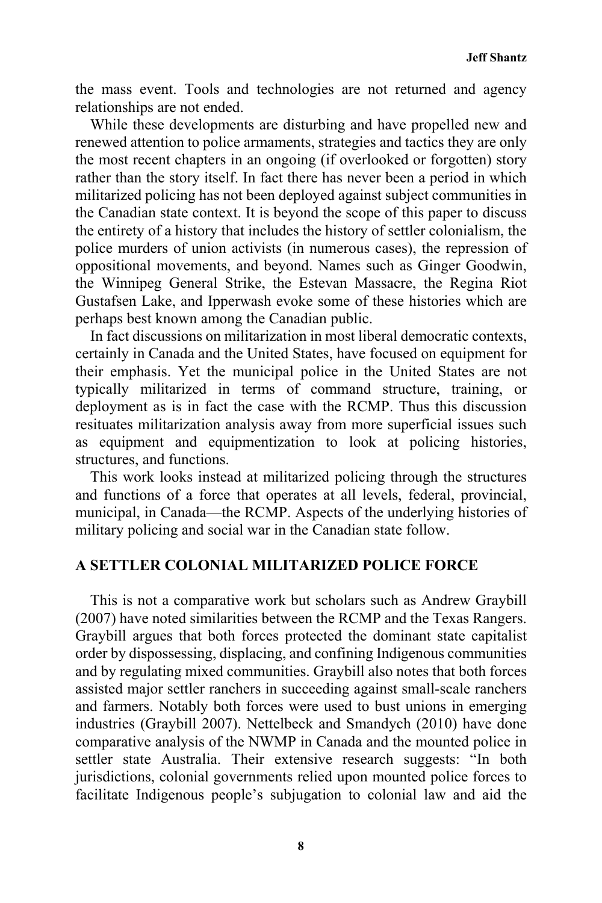the mass event. Tools and technologies are not returned and agency relationships are not ended.

While these developments are disturbing and have propelled new and renewed attention to police armaments, strategies and tactics they are only the most recent chapters in an ongoing (if overlooked or forgotten) story rather than the story itself. In fact there has never been a period in which militarized policing has not been deployed against subject communities in the Canadian state context. It is beyond the scope of this paper to discuss the entirety of a history that includes the history of settler colonialism, the police murders of union activists (in numerous cases), the repression of oppositional movements, and beyond. Names such as Ginger Goodwin, the Winnipeg General Strike, the Estevan Massacre, the Regina Riot Gustafsen Lake, and Ipperwash evoke some of these histories which are perhaps best known among the Canadian public.

In fact discussions on militarization in most liberal democratic contexts, certainly in Canada and the United States, have focused on equipment for their emphasis. Yet the municipal police in the United States are not typically militarized in terms of command structure, training, or deployment as is in fact the case with the RCMP. Thus this discussion resituates militarization analysis away from more superficial issues such as equipment and equipmentization to look at policing histories, structures, and functions.

This work looks instead at militarized policing through the structures and functions of a force that operates at all levels, federal, provincial, municipal, in Canada—the RCMP. Aspects of the underlying histories of military policing and social war in the Canadian state follow.

## A SETTLER COLONIAL MILITARIZED POLICE FORCE

This is not a comparative work but scholars such as Andrew Graybill (2007) have noted similarities between the RCMP and the Texas Rangers. Graybill argues that both forces protected the dominant state capitalist order by dispossessing, displacing, and confining Indigenous communities and by regulating mixed communities. Graybill also notes that both forces assisted major settler ranchers in succeeding against small-scale ranchers and farmers. Notably both forces were used to bust unions in emerging industries (Graybill 2007). Nettelbeck and Smandych (2010) have done comparative analysis of the NWMP in Canada and the mounted police in settler state Australia. Their extensive research suggests: "In both jurisdictions, colonial governments relied upon mounted police forces to facilitate Indigenous people's subjugation to colonial law and aid the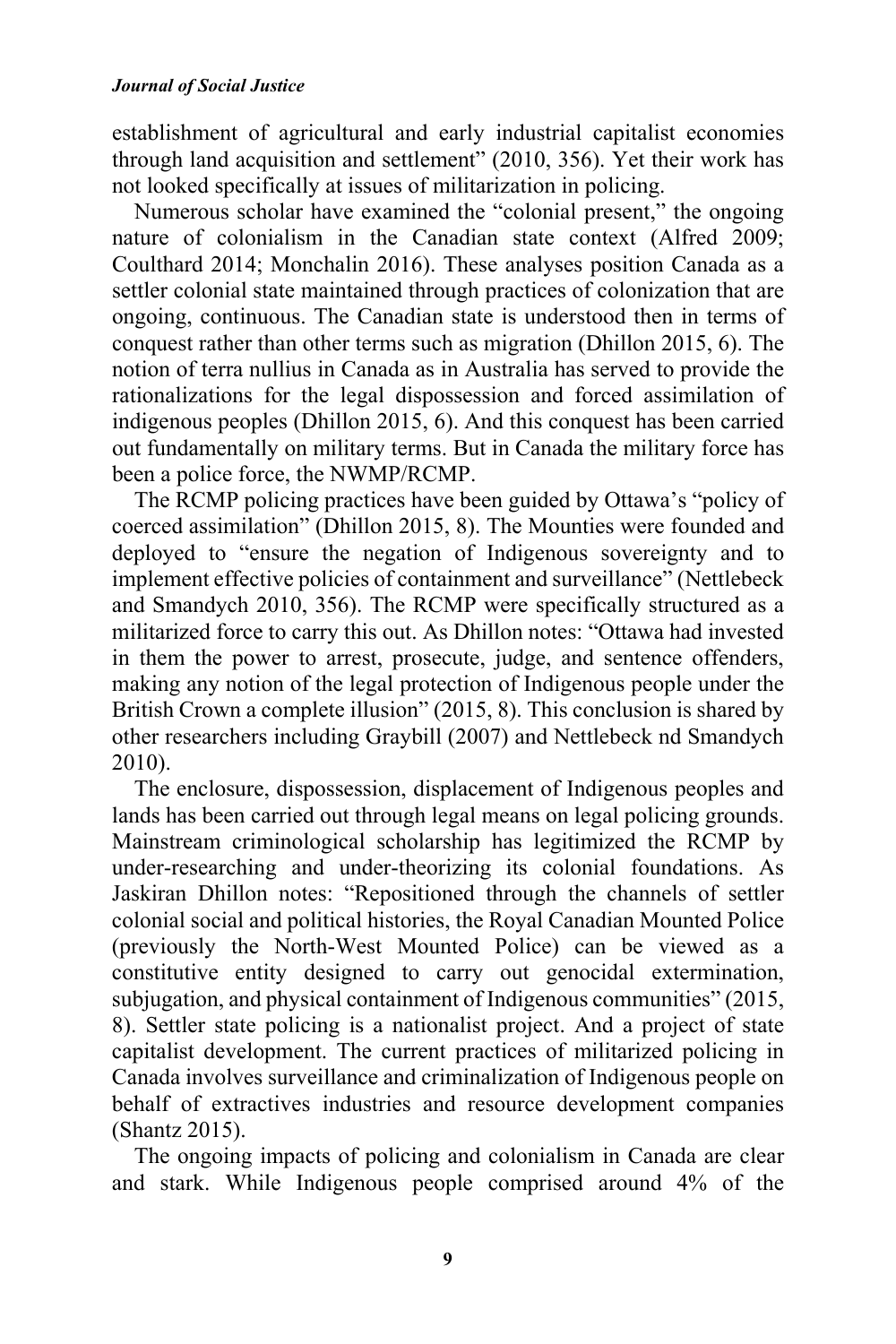establishment of agricultural and early industrial capitalist economies through land acquisition and settlement" (2010, 356). Yet their work has not looked specifically at issues of militarization in policing.

Numerous scholar have examined the "colonial present," the ongoing nature of colonialism in the Canadian state context (Alfred 2009; Coulthard 2014; Monchalin 2016). These analyses position Canada as a settler colonial state maintained through practices of colonization that are ongoing, continuous. The Canadian state is understood then in terms of conquest rather than other terms such as migration (Dhillon 2015, 6). The notion of terra nullius in Canada as in Australia has served to provide the rationalizations for the legal dispossession and forced assimilation of indigenous peoples (Dhillon 2015, 6). And this conquest has been carried out fundamentally on military terms. But in Canada the military force has been a police force, the NWMP/RCMP.

The RCMP policing practices have been guided by Ottawa's "policy of coerced assimilation" (Dhillon 2015, 8). The Mounties were founded and deployed to "ensure the negation of Indigenous sovereignty and to implement effective policies of containment and surveillance" (Nettlebeck and Smandych 2010, 356). The RCMP were specifically structured as a militarized force to carry this out. As Dhillon notes: "Ottawa had invested in them the power to arrest, prosecute, judge, and sentence offenders, making any notion of the legal protection of Indigenous people under the British Crown a complete illusion" (2015, 8). This conclusion is shared by other researchers including Graybill (2007) and Nettlebeck nd Smandych 2010).

The enclosure, dispossession, displacement of Indigenous peoples and lands has been carried out through legal means on legal policing grounds. Mainstream criminological scholarship has legitimized the RCMP by under-researching and under-theorizing its colonial foundations. As Jaskiran Dhillon notes: "Repositioned through the channels of settler colonial social and political histories, the Royal Canadian Mounted Police (previously the North-West Mounted Police) can be viewed as a constitutive entity designed to carry out genocidal extermination, subjugation, and physical containment of Indigenous communities" (2015, 8). Settler state policing is a nationalist project. And a project of state capitalist development. The current practices of militarized policing in Canada involves surveillance and criminalization of Indigenous people on behalf of extractives industries and resource development companies (Shantz 2015).

The ongoing impacts of policing and colonialism in Canada are clear and stark. While Indigenous people comprised around 4% of the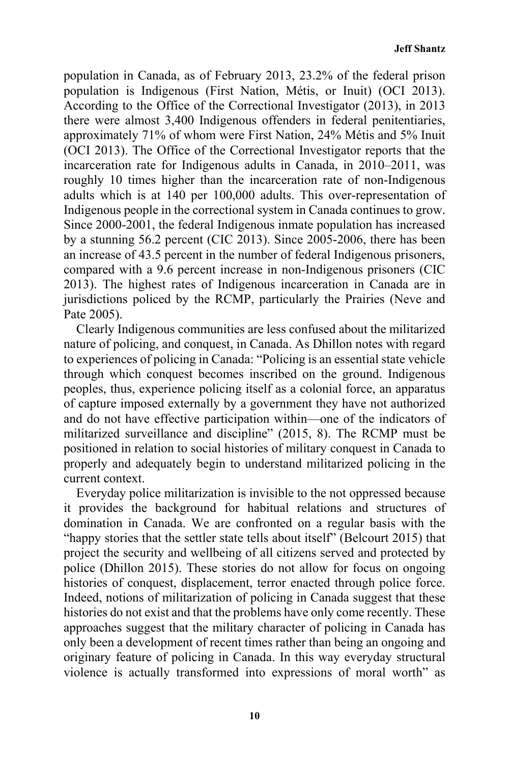population in Canada, as of February 2013, 23.2% of the federal prison population is Indigenous (First Nation, Métis, or Inuit) (OCI 2013). According to the Office of the Correctional Investigator (2013), in 2013 there were almost 3,400 Indigenous offenders in federal penitentiaries, approximately 71% of whom were First Nation, 24% Métis and 5% Inuit (OCI 2013). The Office of the Correctional Investigator reports that the incarceration rate for Indigenous adults in Canada, in 2010–2011, was roughly 10 times higher than the incarceration rate of non-Indigenous adults which is at 140 per 100,000 adults. This over-representation of Indigenous people in the correctional system in Canada continues to grow. Since 2000-2001, the federal Indigenous inmate population has increased by a stunning 56.2 percent (CIC 2013). Since 2005-2006, there has been an increase of 43.5 percent in the number of federal Indigenous prisoners, compared with a 9.6 percent increase in non-Indigenous prisoners (CIC 2013). The highest rates of Indigenous incarceration in Canada are in jurisdictions policed by the RCMP, particularly the Prairies (Neve and Pate 2005).

Clearly Indigenous communities are less confused about the militarized nature of policing, and conquest, in Canada. As Dhillon notes with regard to experiences of policing in Canada: "Policing is an essential state vehicle through which conquest becomes inscribed on the ground. Indigenous peoples, thus, experience policing itself as a colonial force, an apparatus of capture imposed externally by a government they have not authorized and do not have effective participation within—one of the indicators of militarized surveillance and discipline" (2015, 8). The RCMP must be positioned in relation to social histories of military conquest in Canada to properly and adequately begin to understand militarized policing in the current context.

Everyday police militarization is invisible to the not oppressed because it provides the background for habitual relations and structures of domination in Canada. We are confronted on a regular basis with the "happy stories that the settler state tells about itself" (Belcourt 2015) that project the security and wellbeing of all citizens served and protected by police (Dhillon 2015). These stories do not allow for focus on ongoing histories of conquest, displacement, terror enacted through police force. Indeed, notions of militarization of policing in Canada suggest that these histories do not exist and that the problems have only come recently. These approaches suggest that the military character of policing in Canada has only been a development of recent times rather than being an ongoing and originary feature of policing in Canada. In this way everyday structural violence is actually transformed into expressions of moral worth" as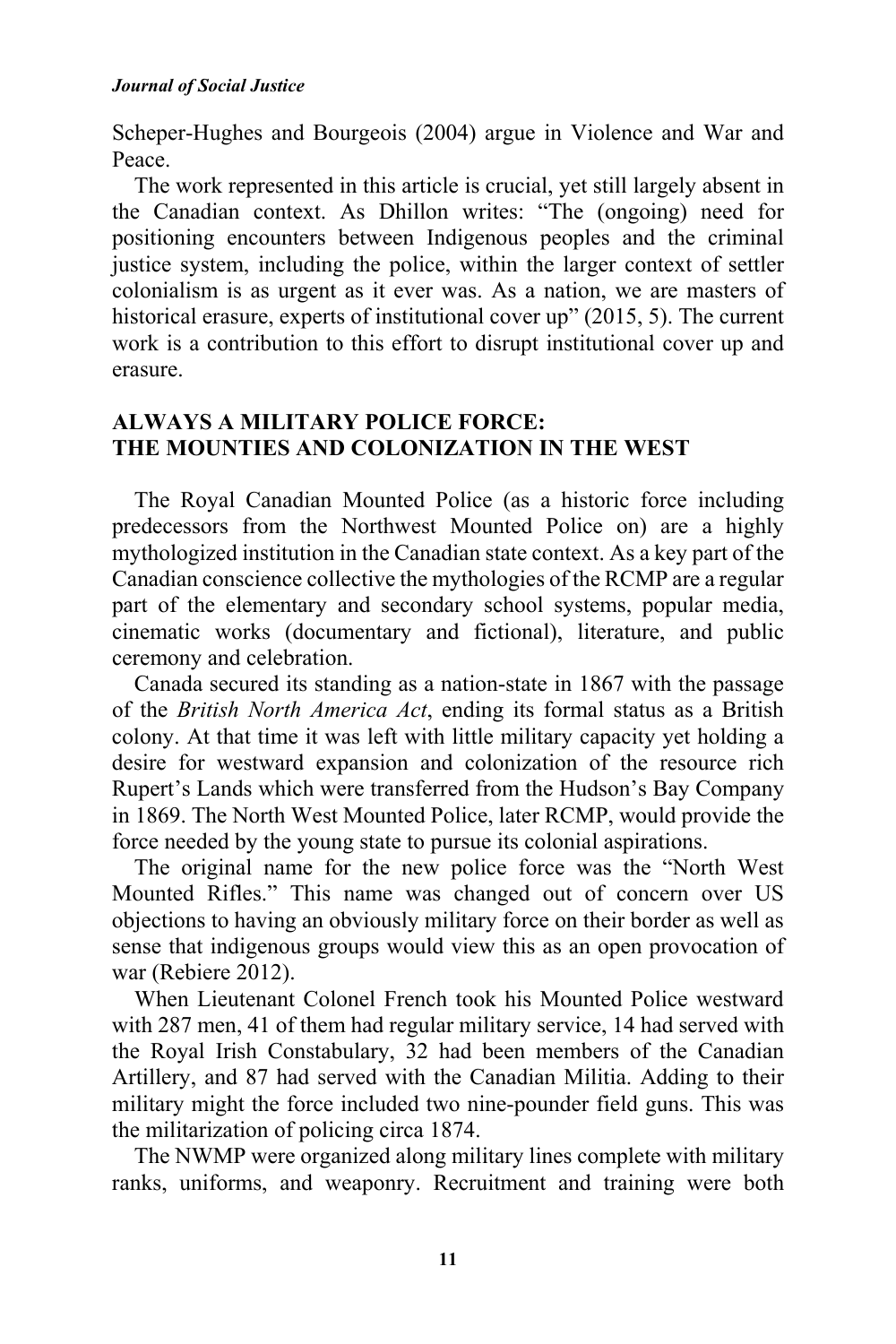Scheper-Hughes and Bourgeois (2004) argue in Violence and War and Peace.

The work represented in this article is crucial, yet still largely absent in the Canadian context. As Dhillon writes: "The (ongoing) need for positioning encounters between Indigenous peoples and the criminal justice system, including the police, within the larger context of settler colonialism is as urgent as it ever was. As a nation, we are masters of historical erasure, experts of institutional cover up" (2015, 5). The current work is a contribution to this effort to disrupt institutional cover up and erasure.

## ALWAYS A MILITARY POLICE FORCE: THE MOUNTIES AND COLONIZATION IN THE WEST

The Royal Canadian Mounted Police (as a historic force including predecessors from the Northwest Mounted Police on) are a highly mythologized institution in the Canadian state context. As a key part of the Canadian conscience collective the mythologies of the RCMP are a regular part of the elementary and secondary school systems, popular media, cinematic works (documentary and fictional), literature, and public ceremony and celebration.

Canada secured its standing as a nation-state in 1867 with the passage of the *British North America Act*, ending its formal status as a British colony. At that time it was left with little military capacity yet holding a desire for westward expansion and colonization of the resource rich Rupert's Lands which were transferred from the Hudson's Bay Company in 1869. The North West Mounted Police, later RCMP, would provide the force needed by the young state to pursue its colonial aspirations.

The original name for the new police force was the "North West Mounted Rifles." This name was changed out of concern over US objections to having an obviously military force on their border as well as sense that indigenous groups would view this as an open provocation of war (Rebiere 2012).

When Lieutenant Colonel French took his Mounted Police westward with 287 men, 41 of them had regular military service, 14 had served with the Royal Irish Constabulary, 32 had been members of the Canadian Artillery, and 87 had served with the Canadian Militia. Adding to their military might the force included two nine-pounder field guns. This was the militarization of policing circa 1874.

The NWMP were organized along military lines complete with military ranks, uniforms, and weaponry. Recruitment and training were both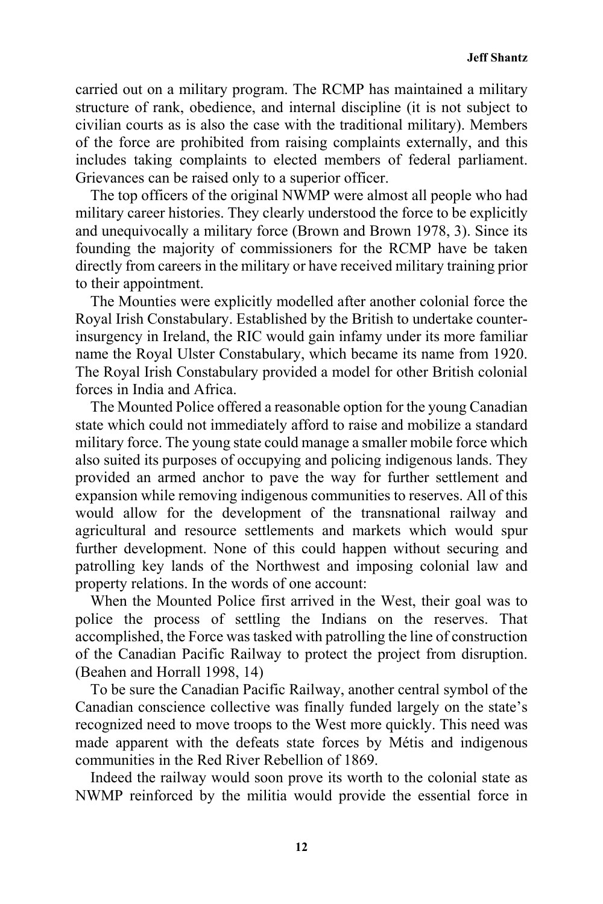carried out on a military program. The RCMP has maintained a military structure of rank, obedience, and internal discipline (it is not subject to civilian courts as is also the case with the traditional military). Members of the force are prohibited from raising complaints externally, and this includes taking complaints to elected members of federal parliament. Grievances can be raised only to a superior officer.

The top officers of the original NWMP were almost all people who had military career histories. They clearly understood the force to be explicitly and unequivocally a military force (Brown and Brown 1978, 3). Since its founding the majority of commissioners for the RCMP have be taken directly from careers in the military or have received military training prior to their appointment.

The Mounties were explicitly modelled after another colonial force the Royal Irish Constabulary. Established by the British to undertake counter-insurgency in Ireland, the RIC would gain infamy under its more familiar name the Royal Ulster Constabulary, which became its name from 1920. The Royal Irish Constabulary provided a model for other British colonial forces in India and Africa.

The Mounted Police offered a reasonable option for the young Canadian state which could not immediately afford to raise and mobilize a standard military force. The young state could manage a smaller mobile force which also suited its purposes of occupying and policing indigenous lands. They provided an armed anchor to pave the way for further settlement and expansion while removing indigenous communities to reserves. All of this would allow for the development of the transnational railway and agricultural and resource settlements and markets which would spur further development. None of this could happen without securing and patrolling key lands of the Northwest and imposing colonial law and property relations. In the words of one account:

When the Mounted Police first arrived in the West, their goal was to police the process of settling the Indians on the reserves. That accomplished, the Force was tasked with patrolling the line of construction of the Canadian Pacific Railway to protect the project from disruption. (Beahen and Horrall 1998, 14)

To be sure the Canadian Pacific Railway, another central symbol of the Canadian conscience collective was finally funded largely on the state's recognized need to move troops to the West more quickly. This need was made apparent with the defeats state forces by Métis and indigenous communities in the Red River Rebellion of 1869.

Indeed the railway would soon prove its worth to the colonial state as NWMP reinforced by the militia would provide the essential force in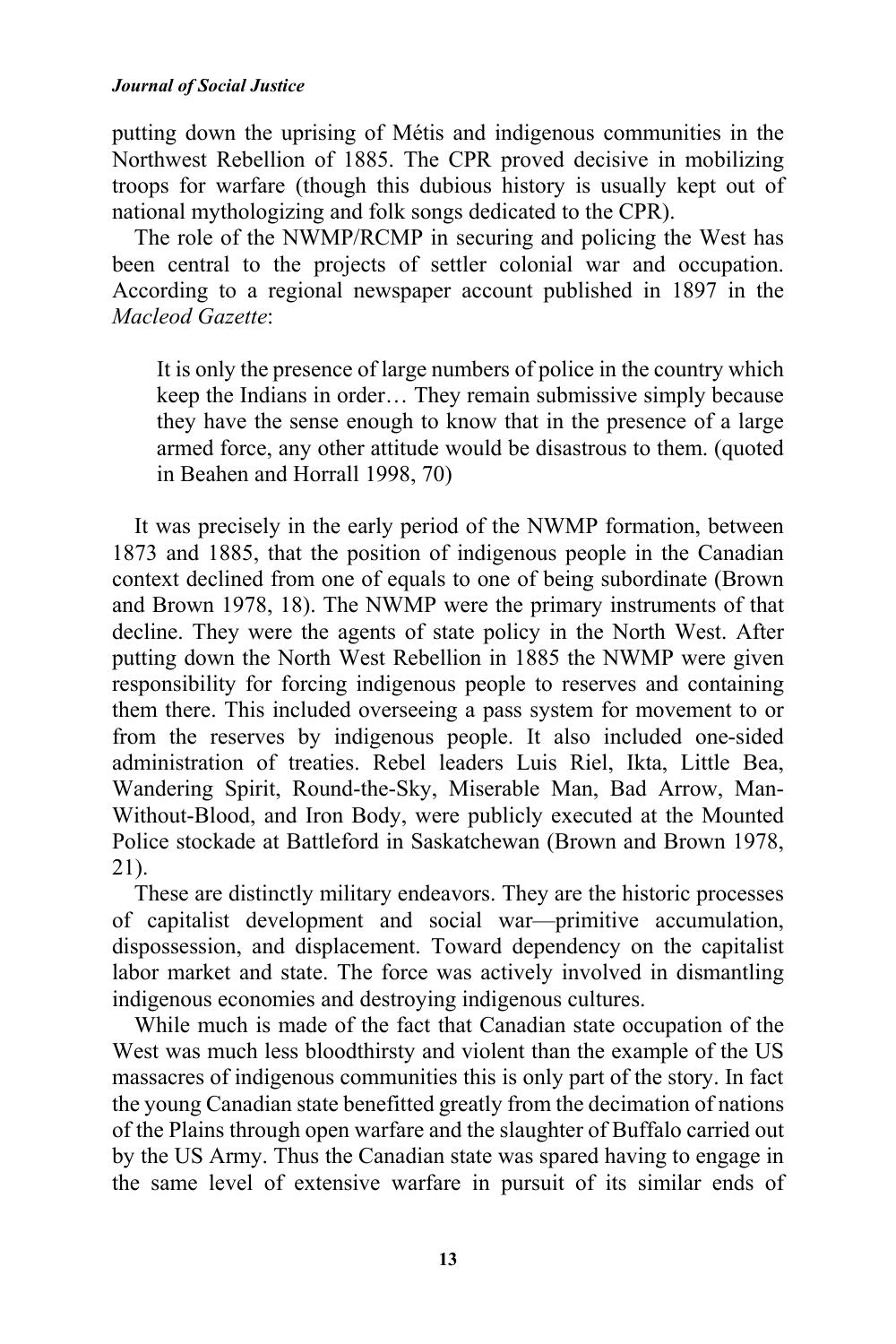putting down the uprising of Métis and indigenous communities in the Northwest Rebellion of 1885. The CPR proved decisive in mobilizing troops for warfare (though this dubious history is usually kept out of national mythologizing and folk songs dedicated to the CPR).

The role of the NWMP/RCMP in securing and policing the West has been central to the projects of settler colonial war and occupation. According to a regional newspaper account published in 1897 in the *Macleod Gazette*:

> It is only the presence of large numbers of police in the country which keep the Indians in order… They remain submissive simply because they have the sense enough to know that in the presence of a large armed force, any other attitude would be disastrous to them. (quoted in Beahen and Horrall 1998, 70)

It was precisely in the early period of the NWMP formation, between 1873 and 1885, that the position of indigenous people in the Canadian context declined from one of equals to one of being subordinate (Brown and Brown 1978, 18). The NWMP were the primary instruments of that decline. They were the agents of state policy in the North West. After putting down the North West Rebellion in 1885 the NWMP were given responsibility for forcing indigenous people to reserves and containing them there. This included overseeing a pass system for movement to or from the reserves by indigenous people. It also included one-sided administration of treaties. Rebel leaders Luis Riel, Ikta, Little Bea, Wandering Spirit, Round-the-Sky, Miserable Man, Bad Arrow, Man-Without-Blood, and Iron Body, were publicly executed at the Mounted Police stockade at Battleford in Saskatchewan (Brown and Brown 1978, 21).

These are distinctly military endeavors. They are the historic processes of capitalist development and social war—primitive accumulation, dispossession, and displacement. Toward dependency on the capitalist labor market and state. The force was actively involved in dismantling indigenous economies and destroying indigenous cultures.

While much is made of the fact that Canadian state occupation of the West was much less bloodthirsty and violent than the example of the US massacres of indigenous communities this is only part of the story. In fact the young Canadian state benefitted greatly from the decimation of nations of the Plains through open warfare and the slaughter of Buffalo carried out by the US Army. Thus the Canadian state was spared having to engage in the same level of extensive warfare in pursuit of its similar ends of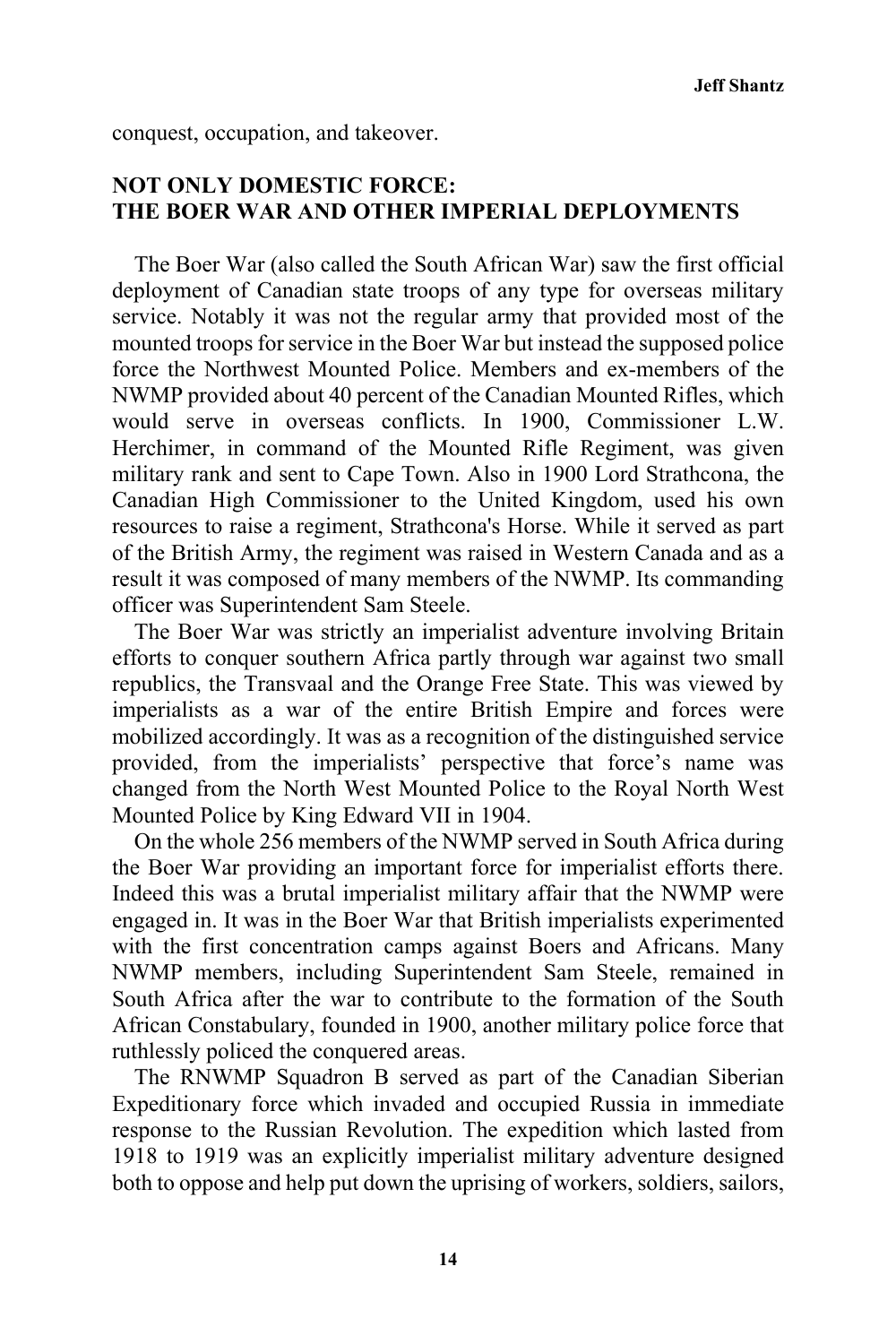conquest, occupation, and takeover.

## NOT ONLY DOMESTIC FORCE: THE BOER WAR AND OTHER IMPERIAL DEPLOYMENTS

The Boer War (also called the South African War) saw the first official deployment of Canadian state troops of any type for overseas military service. Notably it was not the regular army that provided most of the mounted troops for service in the Boer War but instead the supposed police force the Northwest Mounted Police. Members and ex-members of the NWMP provided about 40 percent of the Canadian Mounted Rifles, which would serve in overseas conflicts. In 1900, Commissioner L.W. Herchimer, in command of the Mounted Rifle Regiment, was given military rank and sent to Cape Town. Also in 1900 Lord Strathcona, the Canadian High Commissioner to the United Kingdom, used his own resources to raise a regiment, Strathcona's Horse. While it served as part of the British Army, the regiment was raised in Western Canada and as a result it was composed of many members of the NWMP. Its commanding officer was Superintendent Sam Steele.

The Boer War was strictly an imperialist adventure involving Britain efforts to conquer southern Africa partly through war against two small republics, the Transvaal and the Orange Free State. This was viewed by imperialists as a war of the entire British Empire and forces were mobilized accordingly. It was as a recognition of the distinguished service provided, from the imperialists' perspective that force's name was changed from the North West Mounted Police to the Royal North West Mounted Police by King Edward VII in 1904.

On the whole 256 members of the NWMP served in South Africa during the Boer War providing an important force for imperialist efforts there. Indeed this was a brutal imperialist military affair that the NWMP were engaged in. It was in the Boer War that British imperialists experimented with the first concentration camps against Boers and Africans. Many NWMP members, including Superintendent Sam Steele, remained in South Africa after the war to contribute to the formation of the South African Constabulary, founded in 1900, another military police force that ruthlessly policed the conquered areas.

The RNWMP Squadron B served as part of the Canadian Siberian Expeditionary force which invaded and occupied Russia in immediate response to the Russian Revolution. The expedition which lasted from 1918 to 1919 was an explicitly imperialist military adventure designed both to oppose and help put down the uprising of workers, soldiers, sailors,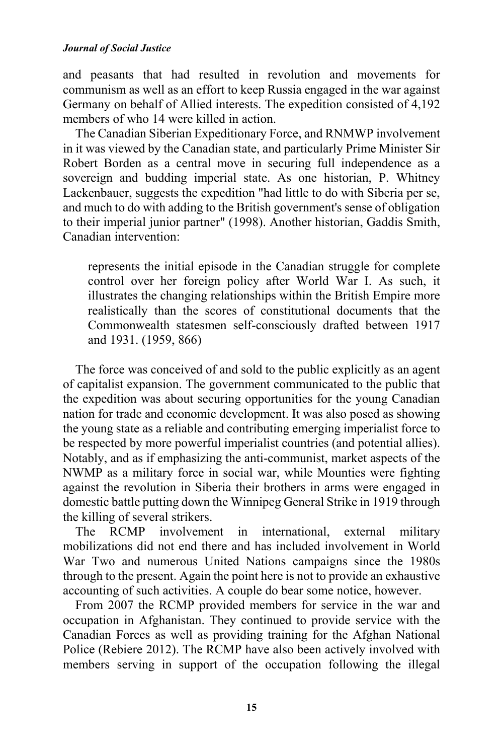and peasants that had resulted in revolution and movements for communism as well as an effort to keep Russia engaged in the war against Germany on behalf of Allied interests. The expedition consisted of 4,192 members of who 14 were killed in action.

The Canadian Siberian Expeditionary Force, and RNMWP involvement in it was viewed by the Canadian state, and particularly Prime Minister Sir Robert Borden as a central move in securing full independence as a sovereign and budding imperial state. As one historian, P. Whitney Lackenbauer, suggests the expedition "had little to do with Siberia per se, and much to do with adding to the British government's sense of obligation to their imperial junior partner" (1998). Another historian, Gaddis Smith, Canadian intervention:

> represents the initial episode in the Canadian struggle for complete control over her foreign policy after World War I. As such, it illustrates the changing relationships within the British Empire more realistically than the scores of constitutional documents that the Commonwealth statesmen self-consciously drafted between 1917 and 1931. (1959, 866)

The force was conceived of and sold to the public explicitly as an agent of capitalist expansion. The government communicated to the public that the expedition was about securing opportunities for the young Canadian nation for trade and economic development. It was also posed as showing the young state as a reliable and contributing emerging imperialist force to be respected by more powerful imperialist countries (and potential allies). Notably, and as if emphasizing the anti-communist, market aspects of the NWMP as a military force in social war, while Mounties were fighting against the revolution in Siberia their brothers in arms were engaged in domestic battle putting down the Winnipeg General Strike in 1919 through the killing of several strikers.

The RCMP involvement in international, external military mobilizations did not end there and has included involvement in World War Two and numerous United Nations campaigns since the 1980s through to the present. Again the point here is not to provide an exhaustive accounting of such activities. A couple do bear some notice, however.

From 2007 the RCMP provided members for service in the war and occupation in Afghanistan. They continued to provide service with the Canadian Forces as well as providing training for the Afghan National Police (Rebiere 2012). The RCMP have also been actively involved with members serving in support of the occupation following the illegal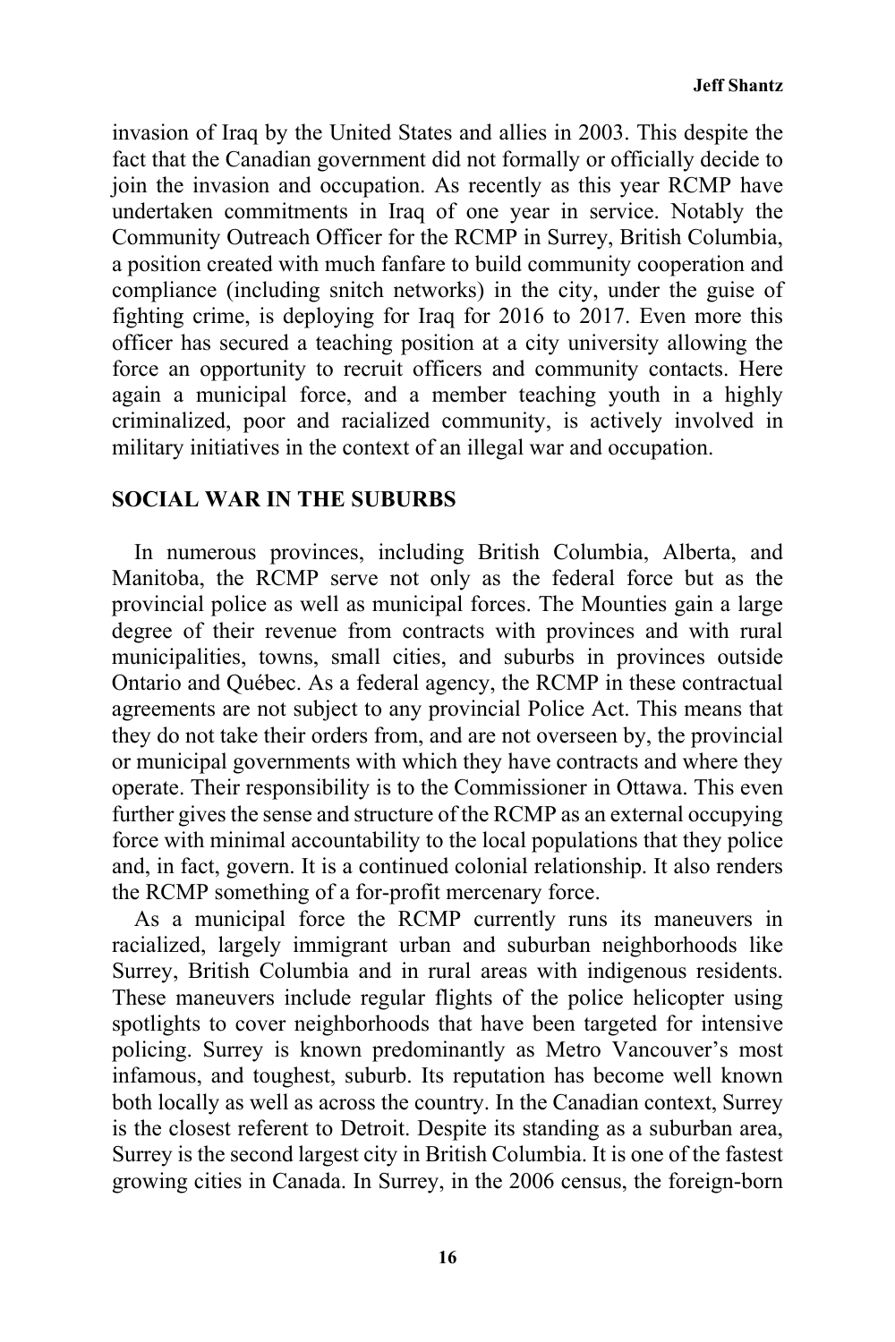invasion of Iraq by the United States and allies in 2003. This despite the fact that the Canadian government did not formally or officially decide to join the invasion and occupation. As recently as this year RCMP have undertaken commitments in Iraq of one year in service. Notably the Community Outreach Officer for the RCMP in Surrey, British Columbia, a position created with much fanfare to build community cooperation and compliance (including snitch networks) in the city, under the guise of fighting crime, is deploying for Iraq for 2016 to 2017. Even more this officer has secured a teaching position at a city university allowing the force an opportunity to recruit officers and community contacts. Here again a municipal force, and a member teaching youth in a highly criminalized, poor and racialized community, is actively involved in military initiatives in the context of an illegal war and occupation.

## SOCIAL WAR IN THE SUBURBS

In numerous provinces, including British Columbia, Alberta, and Manitoba, the RCMP serve not only as the federal force but as the provincial police as well as municipal forces. The Mounties gain a large degree of their revenue from contracts with provinces and with rural municipalities, towns, small cities, and suburbs in provinces outside Ontario and Québec. As a federal agency, the RCMP in these contractual agreements are not subject to any provincial Police Act. This means that they do not take their orders from, and are not overseen by, the provincial or municipal governments with which they have contracts and where they operate. Their responsibility is to the Commissioner in Ottawa. This even further gives the sense and structure of the RCMP as an external occupying force with minimal accountability to the local populations that they police and, in fact, govern. It is a continued colonial relationship. It also renders the RCMP something of a for-profit mercenary force.

As a municipal force the RCMP currently runs its maneuvers in racialized, largely immigrant urban and suburban neighborhoods like Surrey, British Columbia and in rural areas with indigenous residents. These maneuvers include regular flights of the police helicopter using spotlights to cover neighborhoods that have been targeted for intensive policing. Surrey is known predominantly as Metro Vancouver's most infamous, and toughest, suburb. Its reputation has become well known both locally as well as across the country. In the Canadian context, Surrey is the closest referent to Detroit. Despite its standing as a suburban area, Surrey is the second largest city in British Columbia. It is one of the fastest growing cities in Canada. In Surrey, in the 2006 census, the foreign-born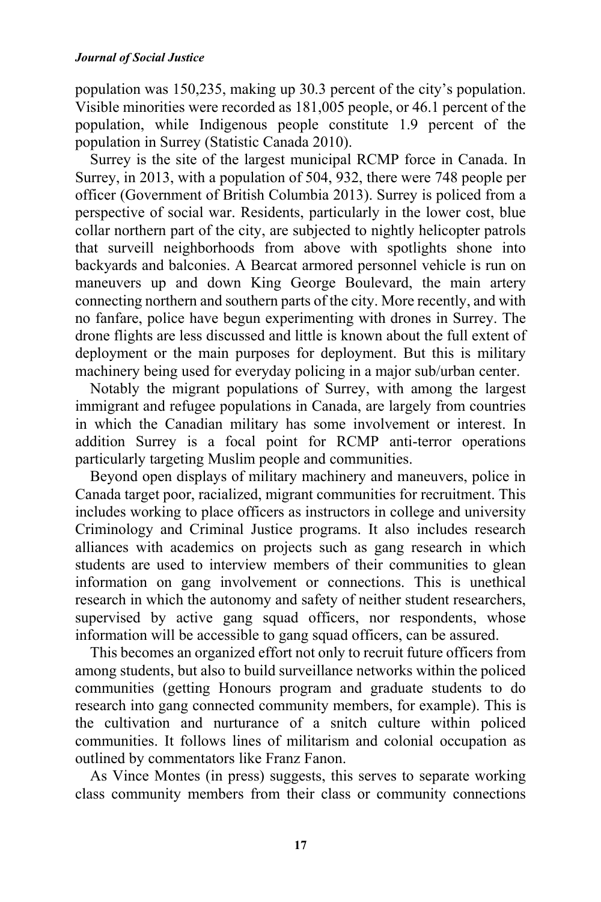population was 150,235, making up 30.3 percent of the city's population. Visible minorities were recorded as 181,005 people, or 46.1 percent of the population, while Indigenous people constitute 1.9 percent of the population in Surrey (Statistic Canada 2010).

Surrey is the site of the largest municipal RCMP force in Canada. In Surrey, in 2013, with a population of 504, 932, there were 748 people per officer (Government of British Columbia 2013). Surrey is policed from a perspective of social war. Residents, particularly in the lower cost, blue collar northern part of the city, are subjected to nightly helicopter patrols that surveill neighborhoods from above with spotlights shone into backyards and balconies. A Bearcat armored personnel vehicle is run on maneuvers up and down King George Boulevard, the main artery connecting northern and southern parts of the city. More recently, and with no fanfare, police have begun experimenting with drones in Surrey. The drone flights are less discussed and little is known about the full extent of deployment or the main purposes for deployment. But this is military machinery being used for everyday policing in a major sub/urban center.

Notably the migrant populations of Surrey, with among the largest immigrant and refugee populations in Canada, are largely from countries in which the Canadian military has some involvement or interest. In addition Surrey is a focal point for RCMP anti-terror operations particularly targeting Muslim people and communities.

Beyond open displays of military machinery and maneuvers, police in Canada target poor, racialized, migrant communities for recruitment. This includes working to place officers as instructors in college and university Criminology and Criminal Justice programs. It also includes research alliances with academics on projects such as gang research in which students are used to interview members of their communities to glean information on gang involvement or connections. This is unethical research in which the autonomy and safety of neither student researchers, supervised by active gang squad officers, nor respondents, whose information will be accessible to gang squad officers, can be assured.

This becomes an organized effort not only to recruit future officers from among students, but also to build surveillance networks within the policed communities (getting Honours program and graduate students to do research into gang connected community members, for example). This is the cultivation and nurturance of a snitch culture within policed communities. It follows lines of militarism and colonial occupation as outlined by commentators like Franz Fanon.

As Vince Montes (in press) suggests, this serves to separate working class community members from their class or community connections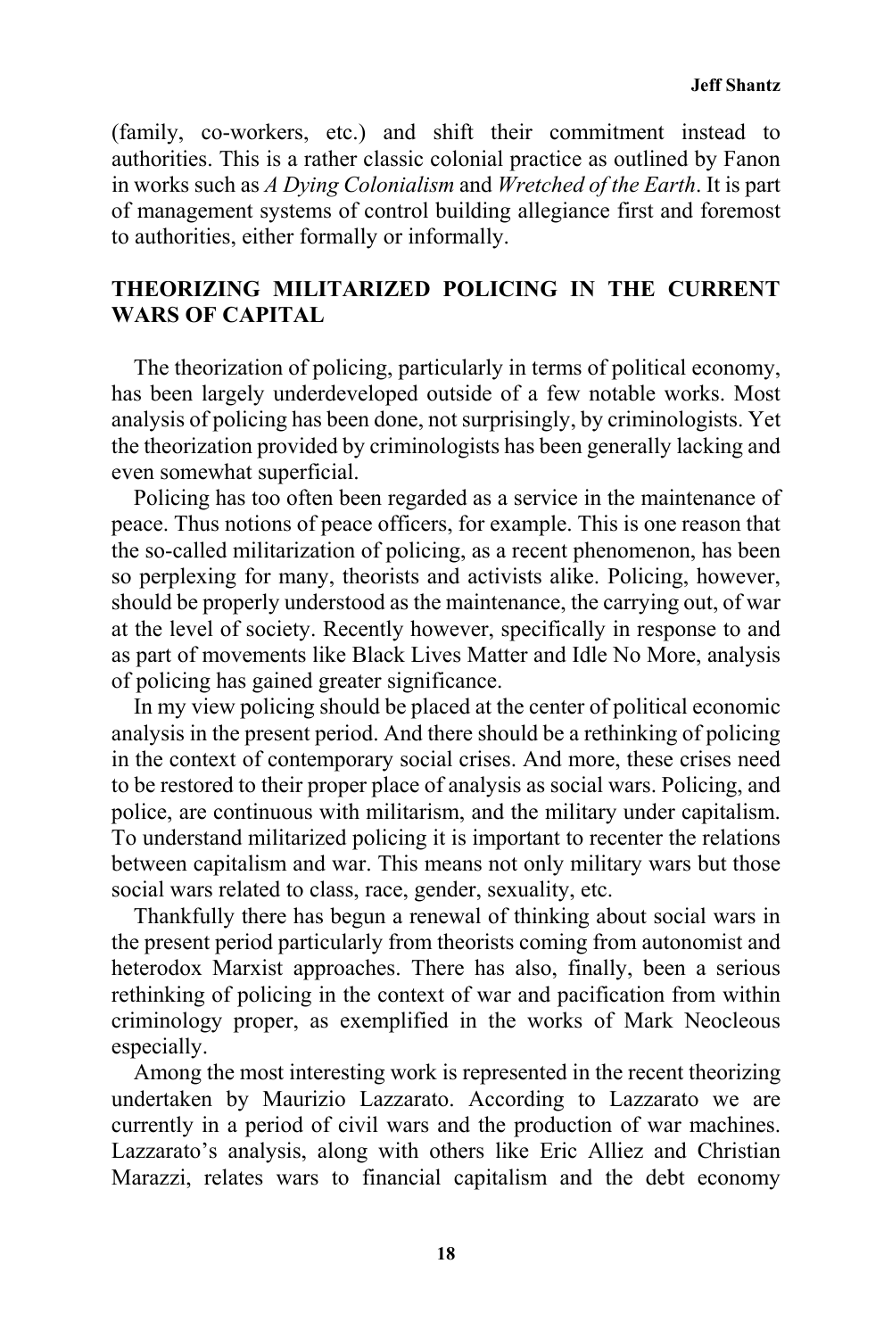(family, co-workers, etc.) and shift their commitment instead to authorities. This is a rather classic colonial practice as outlined by Fanon in works such as *A Dying Colonialism* and *Wretched of the Earth*. It is part of management systems of control building allegiance first and foremost to authorities, either formally or informally.

## THEORIZING MILITARIZED POLICING IN THE CURRENT WARS OF CAPITAL

The theorization of policing, particularly in terms of political economy, has been largely underdeveloped outside of a few notable works. Most analysis of policing has been done, not surprisingly, by criminologists. Yet the theorization provided by criminologists has been generally lacking and even somewhat superficial.

Policing has too often been regarded as a service in the maintenance of peace. Thus notions of peace officers, for example. This is one reason that the so-called militarization of policing, as a recent phenomenon, has been so perplexing for many, theorists and activists alike. Policing, however, should be properly understood as the maintenance, the carrying out, of war at the level of society. Recently however, specifically in response to and as part of movements like Black Lives Matter and Idle No More, analysis of policing has gained greater significance.

In my view policing should be placed at the center of political economic analysis in the present period. And there should be a rethinking of policing in the context of contemporary social crises. And more, these crises need to be restored to their proper place of analysis as social wars. Policing, and police, are continuous with militarism, and the military under capitalism. To understand militarized policing it is important to recenter the relations between capitalism and war. This means not only military wars but those social wars related to class, race, gender, sexuality, etc.

Thankfully there has begun a renewal of thinking about social wars in the present period particularly from theorists coming from autonomist and heterodox Marxist approaches. There has also, finally, been a serious rethinking of policing in the context of war and pacification from within criminology proper, as exemplified in the works of Mark Neocleous especially.

Among the most interesting work is represented in the recent theorizing undertaken by Maurizio Lazzarato. According to Lazzarato we are currently in a period of civil wars and the production of war machines. Lazzarato's analysis, along with others like Eric Alliez and Christian Marazzi, relates wars to financial capitalism and the debt economy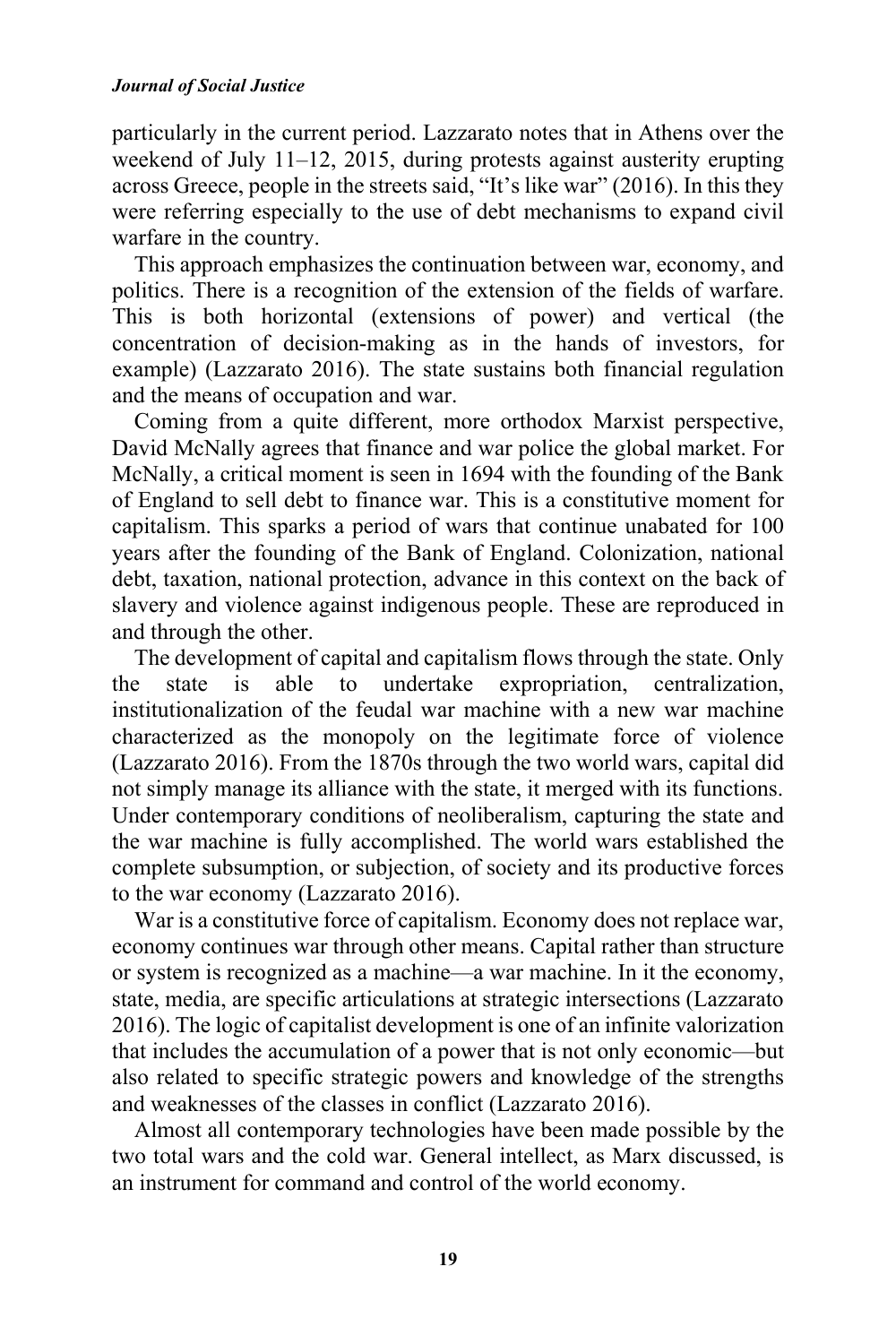particularly in the current period. Lazzarato notes that in Athens over the weekend of July 11–12, 2015, during protests against austerity erupting across Greece, people in the streets said, "It's like war" (2016). In this they were referring especially to the use of debt mechanisms to expand civil warfare in the country.

This approach emphasizes the continuation between war, economy, and politics. There is a recognition of the extension of the fields of warfare. This is both horizontal (extensions of power) and vertical (the concentration of decision-making as in the hands of investors, for example) (Lazzarato 2016). The state sustains both financial regulation and the means of occupation and war.

Coming from a quite different, more orthodox Marxist perspective, David McNally agrees that finance and war police the global market. For McNally, a critical moment is seen in 1694 with the founding of the Bank of England to sell debt to finance war. This is a constitutive moment for capitalism. This sparks a period of wars that continue unabated for 100 years after the founding of the Bank of England. Colonization, national debt, taxation, national protection, advance in this context on the back of slavery and violence against indigenous people. These are reproduced in and through the other.

The development of capital and capitalism flows through the state. Only the state is able to undertake expropriation, centralization, institutionalization of the feudal war machine with a new war machine characterized as the monopoly on the legitimate force of violence (Lazzarato 2016). From the 1870s through the two world wars, capital did not simply manage its alliance with the state, it merged with its functions. Under contemporary conditions of neoliberalism, capturing the state and the war machine is fully accomplished. The world wars established the complete subsumption, or subjection, of society and its productive forces to the war economy (Lazzarato 2016).

War is a constitutive force of capitalism. Economy does not replace war, economy continues war through other means. Capital rather than structure or system is recognized as a machine—a war machine. In it the economy, state, media, are specific articulations at strategic intersections (Lazzarato 2016). The logic of capitalist development is one of an infinite valorization that includes the accumulation of a power that is not only economic—but also related to specific strategic powers and knowledge of the strengths and weaknesses of the classes in conflict (Lazzarato 2016).

Almost all contemporary technologies have been made possible by the two total wars and the cold war. General intellect, as Marx discussed, is an instrument for command and control of the world economy.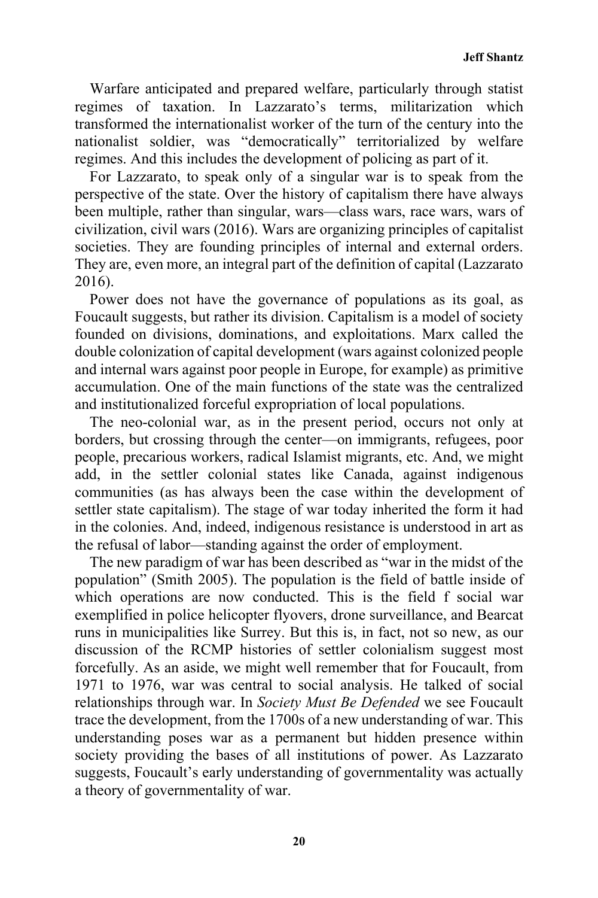Warfare anticipated and prepared welfare, particularly through statist regimes of taxation. In Lazzarato's terms, militarization which transformed the internationalist worker of the turn of the century into the nationalist soldier, was "democratically" territorialized by welfare regimes. And this includes the development of policing as part of it.

For Lazzarato, to speak only of a singular war is to speak from the perspective of the state. Over the history of capitalism there have always been multiple, rather than singular, wars—class wars, race wars, wars of civilization, civil wars (2016). Wars are organizing principles of capitalist societies. They are founding principles of internal and external orders. They are, even more, an integral part of the definition of capital (Lazzarato 2016).

Power does not have the governance of populations as its goal, as Foucault suggests, but rather its division. Capitalism is a model of society founded on divisions, dominations, and exploitations. Marx called the double colonization of capital development (wars against colonized people and internal wars against poor people in Europe, for example) as primitive accumulation. One of the main functions of the state was the centralized and institutionalized forceful expropriation of local populations.

The neo-colonial war, as in the present period, occurs not only at borders, but crossing through the center—on immigrants, refugees, poor people, precarious workers, radical Islamist migrants, etc. And, we might add, in the settler colonial states like Canada, against indigenous communities (as has always been the case within the development of settler state capitalism). The stage of war today inherited the form it had in the colonies. And, indeed, indigenous resistance is understood in art as the refusal of labor—standing against the order of employment.

The new paradigm of war has been described as "war in the midst of the population" (Smith 2005). The population is the field of battle inside of which operations are now conducted. This is the field f social war exemplified in police helicopter flyovers, drone surveillance, and Bearcat runs in municipalities like Surrey. But this is, in fact, not so new, as our discussion of the RCMP histories of settler colonialism suggest most forcefully. As an aside, we might well remember that for Foucault, from 1971 to 1976, war was central to social analysis. He talked of social relationships through war. In *Society Must Be Defended* we see Foucault trace the development, from the 1700s of a new understanding of war. This understanding poses war as a permanent but hidden presence within society providing the bases of all institutions of power. As Lazzarato suggests, Foucault's early understanding of governmentality was actually a theory of governmentality of war.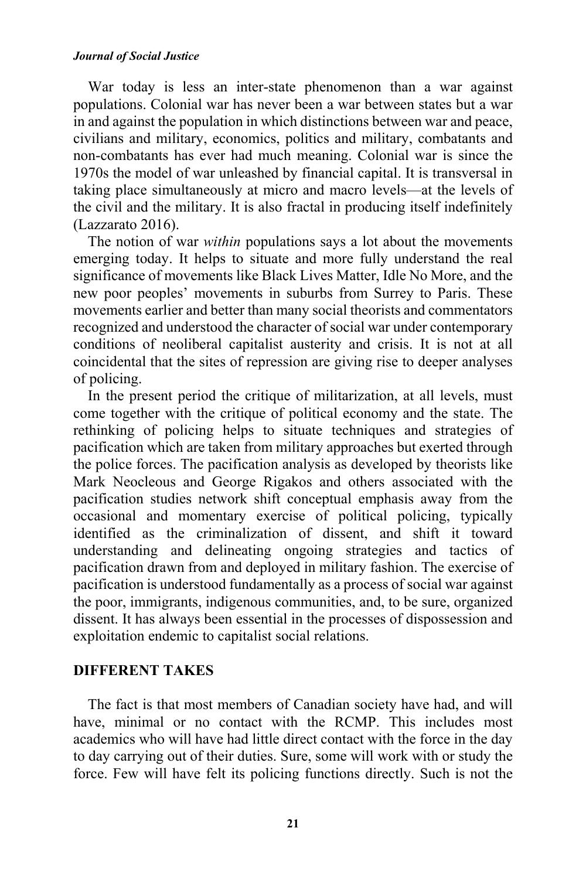War today is less an inter-state phenomenon than a war against populations. Colonial war has never been a war between states but a war in and against the population in which distinctions between war and peace, civilians and military, economics, politics and military, combatants and non-combatants has ever had much meaning. Colonial war is since the 1970s the model of war unleashed by financial capital. It is transversal in taking place simultaneously at micro and macro levels—at the levels of the civil and the military. It is also fractal in producing itself indefinitely (Lazzarato 2016).

The notion of war *within* populations says a lot about the movements emerging today. It helps to situate and more fully understand the real significance of movements like Black Lives Matter, Idle No More, and the new poor peoples' movements in suburbs from Surrey to Paris. These movements earlier and better than many social theorists and commentators recognized and understood the character of social war under contemporary conditions of neoliberal capitalist austerity and crisis. It is not at all coincidental that the sites of repression are giving rise to deeper analyses of policing.

In the present period the critique of militarization, at all levels, must come together with the critique of political economy and the state. The rethinking of policing helps to situate techniques and strategies of pacification which are taken from military approaches but exerted through the police forces. The pacification analysis as developed by theorists like Mark Neocleous and George Rigakos and others associated with the pacification studies network shift conceptual emphasis away from the occasional and momentary exercise of political policing, typically identified as the criminalization of dissent, and shift it toward understanding and delineating ongoing strategies and tactics of pacification drawn from and deployed in military fashion. The exercise of pacification is understood fundamentally as a process of social war against the poor, immigrants, indigenous communities, and, to be sure, organized dissent. It has always been essential in the processes of dispossession and exploitation endemic to capitalist social relations.

## DIFFERENT TAKES

The fact is that most members of Canadian society have had, and will have, minimal or no contact with the RCMP. This includes most academics who will have had little direct contact with the force in the day to day carrying out of their duties. Sure, some will work with or study the force. Few will have felt its policing functions directly. Such is not the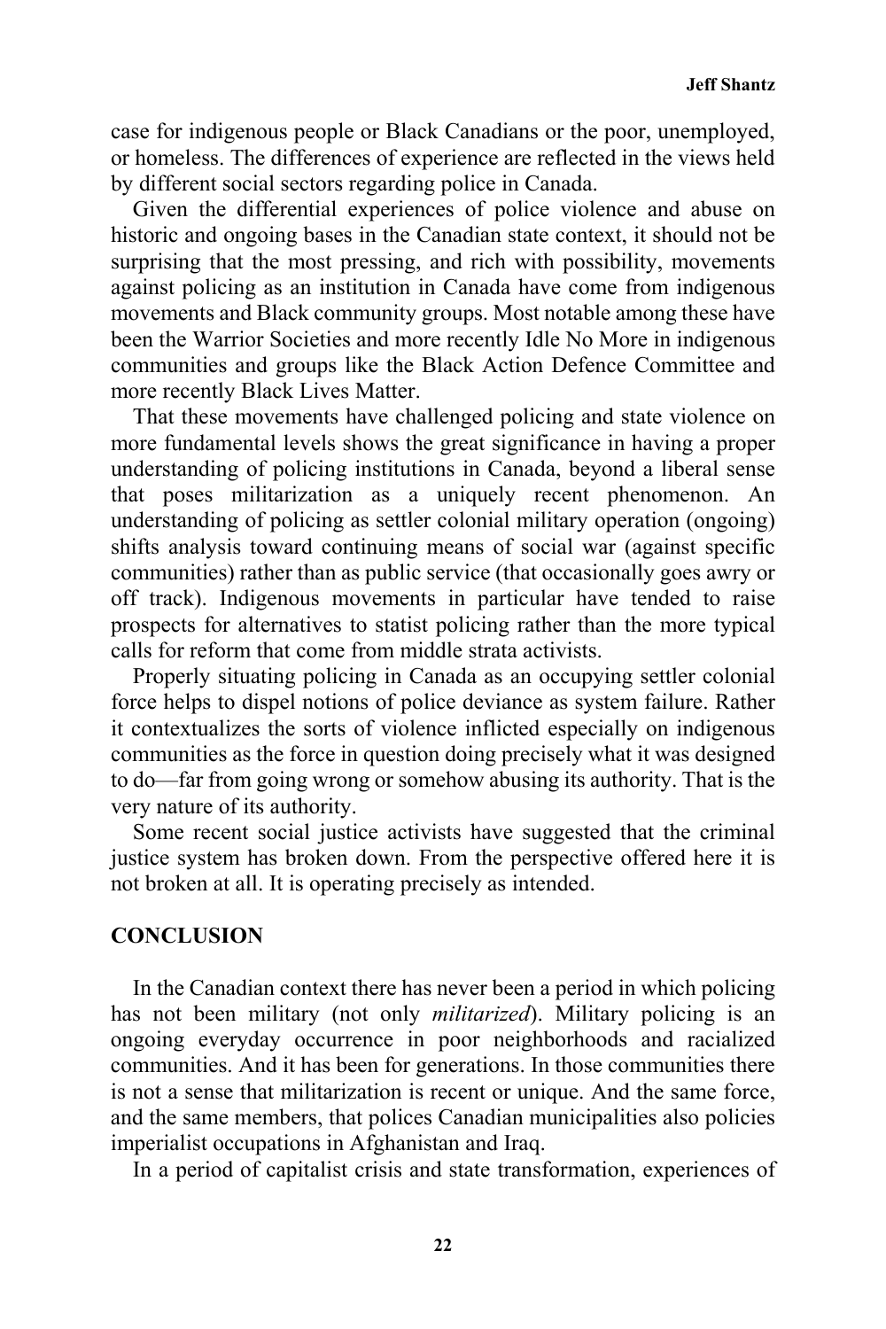case for indigenous people or Black Canadians or the poor, unemployed, or homeless. The differences of experience are reflected in the views held by different social sectors regarding police in Canada.

Given the differential experiences of police violence and abuse on historic and ongoing bases in the Canadian state context, it should not be surprising that the most pressing, and rich with possibility, movements against policing as an institution in Canada have come from indigenous movements and Black community groups. Most notable among these have been the Warrior Societies and more recently Idle No More in indigenous communities and groups like the Black Action Defence Committee and more recently Black Lives Matter.

That these movements have challenged policing and state violence on more fundamental levels shows the great significance in having a proper understanding of policing institutions in Canada, beyond a liberal sense that poses militarization as a uniquely recent phenomenon. An understanding of policing as settler colonial military operation (ongoing) shifts analysis toward continuing means of social war (against specific communities) rather than as public service (that occasionally goes awry or off track). Indigenous movements in particular have tended to raise prospects for alternatives to statist policing rather than the more typical calls for reform that come from middle strata activists.

Properly situating policing in Canada as an occupying settler colonial force helps to dispel notions of police deviance as system failure. Rather it contextualizes the sorts of violence inflicted especially on indigenous communities as the force in question doing precisely what it was designed to do—far from going wrong or somehow abusing its authority. That is the very nature of its authority.

Some recent social justice activists have suggested that the criminal justice system has broken down. From the perspective offered here it is not broken at all. It is operating precisely as intended.

## CONCLUSION

In the Canadian context there has never been a period in which policing has not been military (not only *militarized*). Military policing is an ongoing everyday occurrence in poor neighborhoods and racialized communities. And it has been for generations. In those communities there is not a sense that militarization is recent or unique. And the same force, and the same members, that polices Canadian municipalities also policies imperialist occupations in Afghanistan and Iraq.

In a period of capitalist crisis and state transformation, experiences of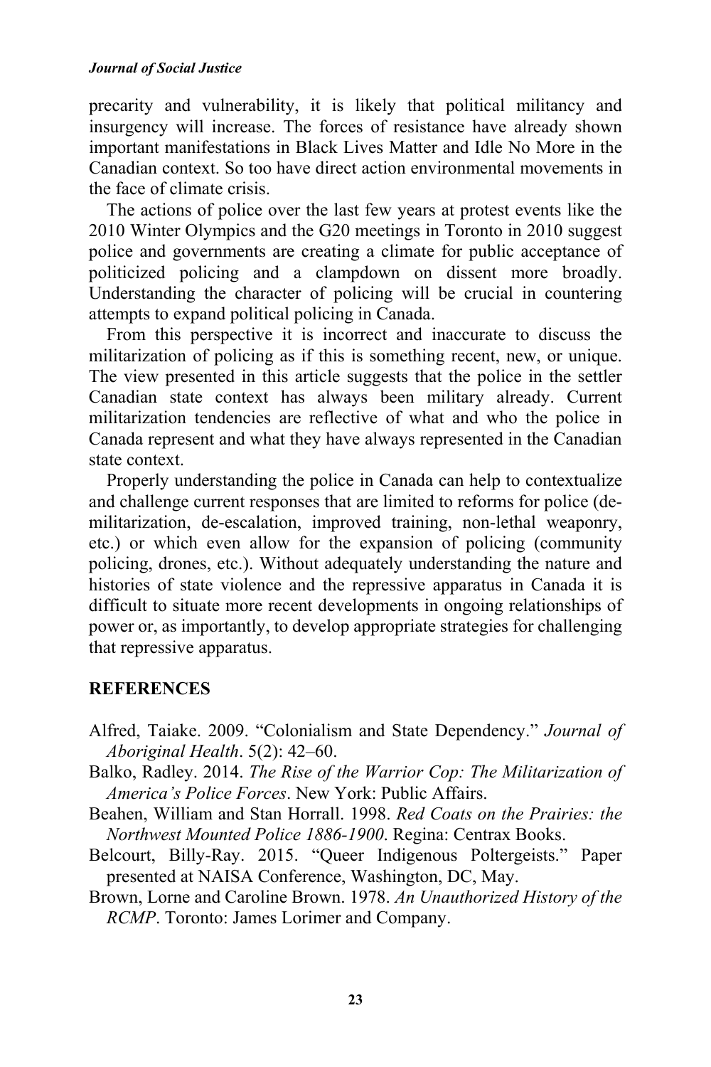precarity and vulnerability, it is likely that political militancy and insurgency will increase. The forces of resistance have already shown important manifestations in Black Lives Matter and Idle No More in the Canadian context. So too have direct action environmental movements in the face of climate crisis.

The actions of police over the last few years at protest events like the 2010 Winter Olympics and the G20 meetings in Toronto in 2010 suggest police and governments are creating a climate for public acceptance of politicized policing and a clampdown on dissent more broadly. Understanding the character of policing will be crucial in countering attempts to expand political policing in Canada.

From this perspective it is incorrect and inaccurate to discuss the militarization of policing as if this is something recent, new, or unique. The view presented in this article suggests that the police in the settler Canadian state context has always been military already. Current militarization tendencies are reflective of what and who the police in Canada represent and what they have always represented in the Canadian state context.

Properly understanding the police in Canada can help to contextualize and challenge current responses that are limited to reforms for police (de-militarization, de-escalation, improved training, non-lethal weaponry, etc.) or which even allow for the expansion of policing (community policing, drones, etc.). Without adequately understanding the nature and histories of state violence and the repressive apparatus in Canada it is difficult to situate more recent developments in ongoing relationships of power or, as importantly, to develop appropriate strategies for challenging that repressive apparatus.

## REFERENCES

Alfred, Taiake. 2009. "Colonialism and State Dependency." *Journal of Aboriginal Health*. 5(2): 42–60.

Balko, Radley. 2014. *The Rise of the Warrior Cop: The Militarization of America's Police Forces*. New York: Public Affairs.

Beahen, William and Stan Horrall. 1998. *Red Coats on the Prairies: the Northwest Mounted Police 1886-1900*. Regina: Centrax Books.

Belcourt, Billy-Ray. 2015. "Queer Indigenous Poltergeists." Paper presented at NAISA Conference, Washington, DC, May.

Brown, Lorne and Caroline Brown. 1978. *An Unauthorized History of the RCMP*. Toronto: James Lorimer and Company.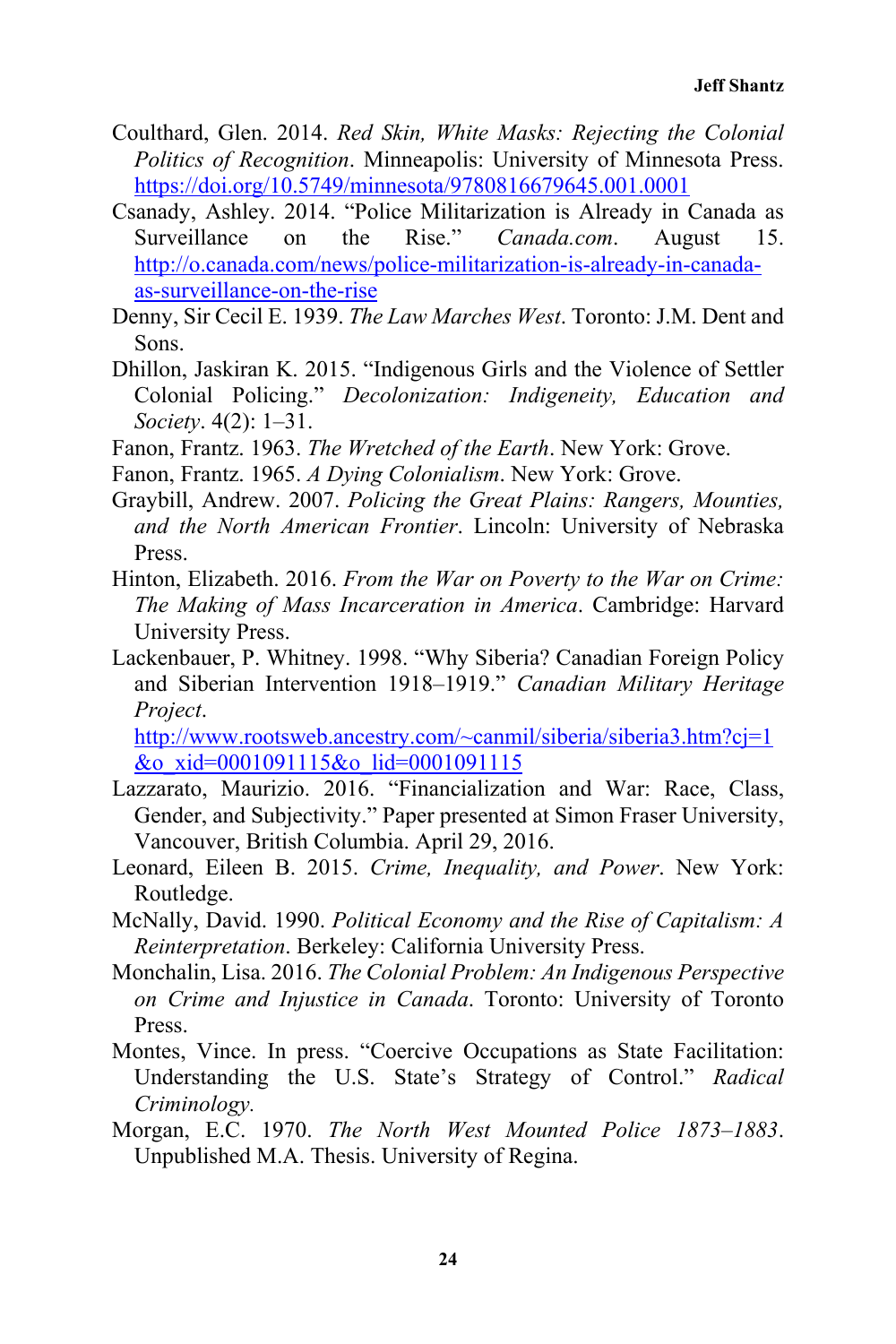Coulthard, Glen. 2014. *Red Skin, White Masks: Rejecting the Colonial Politics of Recognition*. Minneapolis: University of Minnesota Press. https://doi.org/10.5749/minnesota/9780816679645.001.0001

Csanady, Ashley. 2014. "Police Militarization is Already in Canada as Surveillance on the Rise." *Canada.com*. August 15. http://o.canada.com/news/police-militarization-is-already-in-canada-as-surveillance-on-the-rise

Denny, Sir Cecil E. 1939. *The Law Marches West*. Toronto: J.M. Dent and Sons.

Dhillon, Jaskiran K. 2015. "Indigenous Girls and the Violence of Settler Colonial Policing." *Decolonization: Indigeneity, Education and Society*. 4(2): 1–31.

Fanon, Frantz. 1963. *The Wretched of the Earth*. New York: Grove.

Fanon, Frantz. 1965. *A Dying Colonialism*. New York: Grove.

Graybill, Andrew. 2007. *Policing the Great Plains: Rangers, Mounties, and the North American Frontier*. Lincoln: University of Nebraska Press.

Hinton, Elizabeth. 2016. *From the War on Poverty to the War on Crime: The Making of Mass Incarceration in America*. Cambridge: Harvard University Press.

Lackenbauer, P. Whitney. 1998. "Why Siberia? Canadian Foreign Policy and Siberian Intervention 1918–1919." *Canadian Military Heritage Project*. http://www.rootsweb.ancestry.com/~canmil/siberia/siberia3.htm?cj=1&o_xid=0001091115&o_lid=0001091115

Lazzarato, Maurizio. 2016. "Financialization and War: Race, Class, Gender, and Subjectivity." Paper presented at Simon Fraser University, Vancouver, British Columbia. April 29, 2016.

Leonard, Eileen B. 2015. *Crime, Inequality, and Power*. New York: Routledge.

McNally, David. 1990. *Political Economy and the Rise of Capitalism: A Reinterpretation*. Berkeley: California University Press.

Monchalin, Lisa. 2016. *The Colonial Problem: An Indigenous Perspective on Crime and Injustice in Canada*. Toronto: University of Toronto Press.

Montes, Vince. In press. "Coercive Occupations as State Facilitation: Understanding the U.S. State's Strategy of Control." *Radical Criminology.*

Morgan, E.C. 1970. *The North West Mounted Police 1873–1883*. Unpublished M.A. Thesis. University of Regina.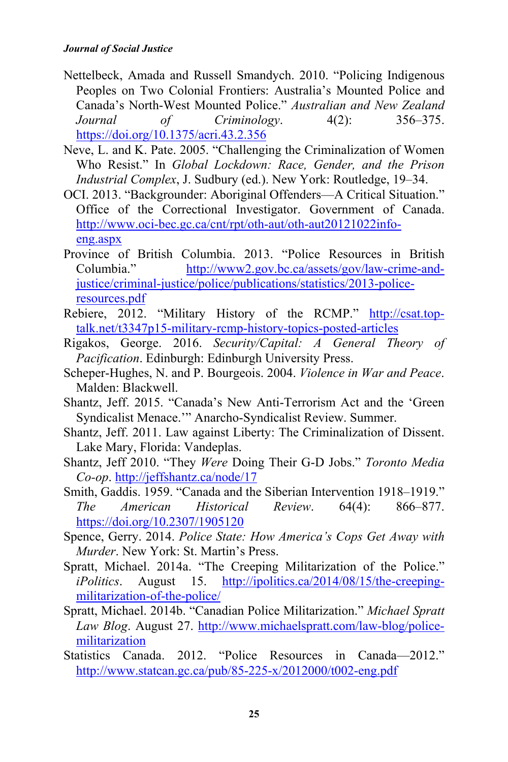Nettelbeck, Amada and Russell Smandych. 2010. "Policing Indigenous Peoples on Two Colonial Frontiers: Australia's Mounted Police and Canada's North-West Mounted Police." *Australian and New Zealand Journal of Criminology*. 4(2): 356–375. https://doi.org/10.1375/acri.43.2.356

Neve, L. and K. Pate. 2005. "Challenging the Criminalization of Women Who Resist." In *Global Lockdown: Race, Gender, and the Prison Industrial Complex*, J. Sudbury (ed.). New York: Routledge, 19–34.

OCI. 2013. "Backgrounder: Aboriginal Offenders—A Critical Situation." Office of the Correctional Investigator. Government of Canada. http://www.oci-bec.gc.ca/cnt/rpt/oth-aut/oth-aut20121022info-eng.aspx

Province of British Columbia. 2013. "Police Resources in British Columbia." http://www2.gov.bc.ca/assets/gov/law-crime-and-justice/criminal-justice/police/publications/statistics/2013-police-resources.pdf

Rebiere, 2012. "Military History of the RCMP." http://csat.top-talk.net/t3347p15-military-rcmp-history-topics-posted-articles

Rigakos, George. 2016. *Security/Capital: A General Theory of Pacification*. Edinburgh: Edinburgh University Press.

Scheper-Hughes, N. and P. Bourgeois. 2004. *Violence in War and Peace*. Malden: Blackwell.

Shantz, Jeff. 2015. "Canada's New Anti-Terrorism Act and the 'Green Syndicalist Menace.'" Anarcho-Syndicalist Review. Summer.

Shantz, Jeff. 2011. Law against Liberty: The Criminalization of Dissent. Lake Mary, Florida: Vandeplas.

Shantz, Jeff 2010. "They *Were* Doing Their G-D Jobs." *Toronto Media Co-op*. http://jeffshantz.ca/node/17

Smith, Gaddis. 1959. "Canada and the Siberian Intervention 1918–1919." *The American Historical Review*. 64(4): 866–877. https://doi.org/10.2307/1905120

Spence, Gerry. 2014. *Police State: How America's Cops Get Away with Murder*. New York: St. Martin's Press.

Spratt, Michael. 2014a. "The Creeping Militarization of the Police." *iPolitics*. August 15. http://ipolitics.ca/2014/08/15/the-creeping-militarization-of-the-police/

Spratt, Michael. 2014b. "Canadian Police Militarization." *Michael Spratt Law Blog*. August 27. http://www.michaelspratt.com/law-blog/police-militarization

Statistics Canada. 2012. "Police Resources in Canada—2012." http://www.statcan.gc.ca/pub/85-225-x/2012000/t002-eng.pdf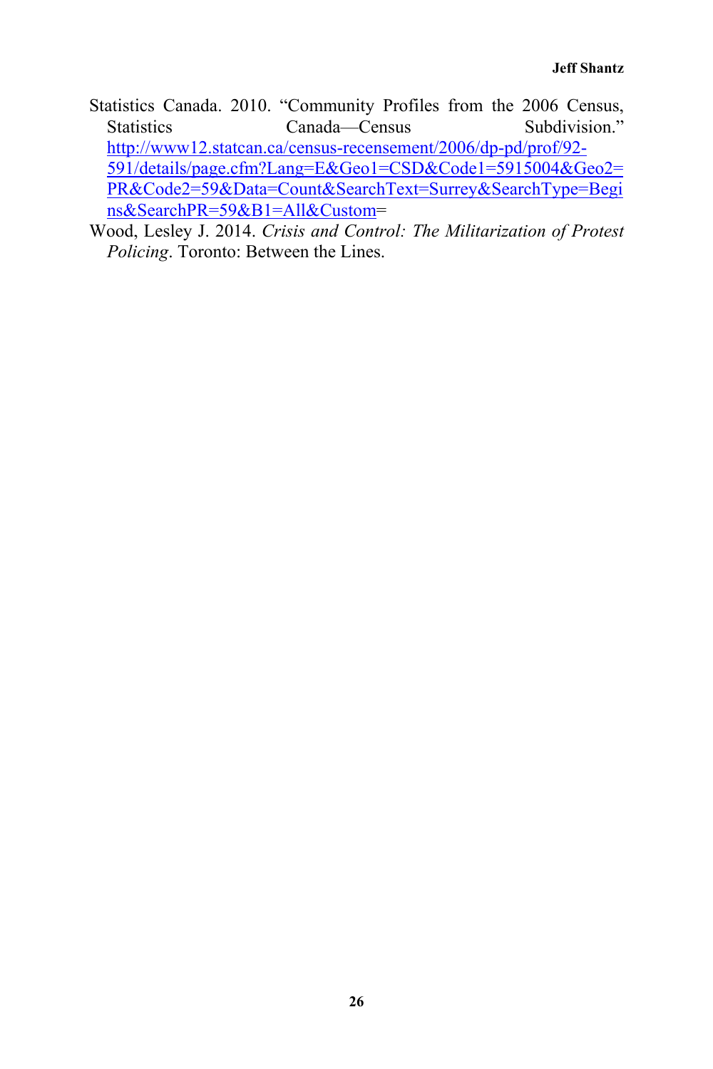Statistics Canada. 2010. "Community Profiles from the 2006 Census, Statistics Canada—Census Subdivision." http://www12.statcan.ca/census-recensement/2006/dp-pd/prof/92-591/details/page.cfm?Lang=E&Geo1=CSD&Code1=5915004&Geo2=PR&Code2=59&Data=Count&SearchText=Surrey&SearchType=Begins&SearchPR=59&B1=All&Custom=

Wood, Lesley J. 2014. *Crisis and Control: The Militarization of Protest Policing*. Toronto: Between the Lines.